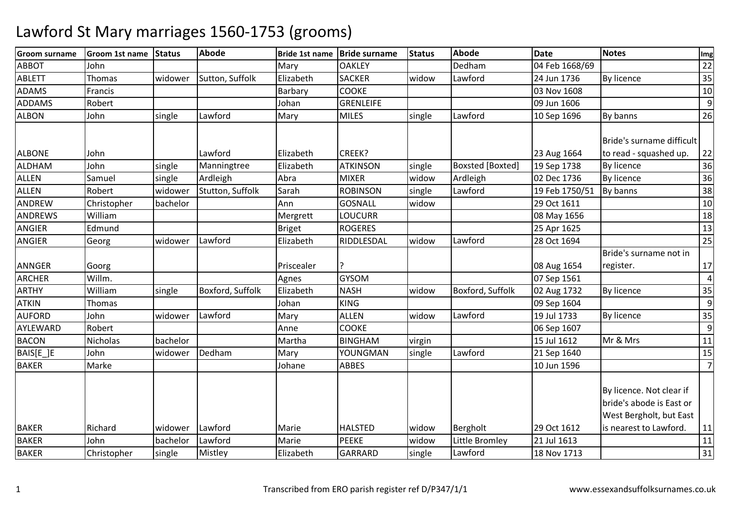# Lawford St Mary marriages 1560-1753 (grooms)

| Groom surname | Groom 1st name | Status | Abode | Bride 1st name | Bride surname | Status | Abode | Date | Notes | Img |
|---|---|---|---|---|---|---|---|---|---|---|
| ABBOT | John | | | Mary | OAKLEY | | Dedham | 04 Feb 1668/69 | | 22 |
| ABLETT | Thomas | widower | Sutton, Suffolk | Elizabeth | SACKER | widow | Lawford | 24 Jun 1736 | By licence | 35 |
| ADAMS | Francis | | | Barbary | COOKE | | | 03 Nov 1608 | | 10 |
| ADDAMS | Robert | | | Johan | GRENLEIFE | | | 09 Jun 1606 | | 9 |
| ALBON | John | single | Lawford | Mary | MILES | single | Lawford | 10 Sep 1696 | By banns | 26 |
| ALBONE | John | | Lawford | Elizabeth | CREEK? | | | 23 Aug 1664 | Bride's surname difficult to read - squashed up. | 22 |
| ALDHAM | John | single | Manningtree | Elizabeth | ATKINSON | single | Boxsted [Boxted] | 19 Sep 1738 | By licence | 36 |
| ALLEN | Samuel | single | Ardleigh | Abra | MIXER | widow | Ardleigh | 02 Dec 1736 | By licence | 36 |
| ALLEN | Robert | widower | Stutton, Suffolk | Sarah | ROBINSON | single | Lawford | 19 Feb 1750/51 | By banns | 38 |
| ANDREW | Christopher | bachelor | | Ann | GOSNALL | widow | | 29 Oct 1611 | | 10 |
| ANDREWS | William | | | Mergrett | LOUCURR | | | 08 May 1656 | | 18 |
| ANGIER | Edmund | | | Briget | ROGERES | | | 25 Apr 1625 | | 13 |
| ANGIER | Georg | widower | Lawford | Elizabeth | RIDDLESDAL | widow | Lawford | 28 Oct 1694 | | 25 |
| ANNGER | Goorg | | | Priscealer | ? | | | 08 Aug 1654 | Bride's surname not in register. | 17 |
| ARCHER | Willm. | | | Agnes | GYSOM | | | 07 Sep 1561 | | 4 |
| ARTHY | William | single | Boxford, Suffolk | Elizabeth | NASH | widow | Boxford, Suffolk | 02 Aug 1732 | By licence | 35 |
| ATKIN | Thomas | | | Johan | KING | | | 09 Sep 1604 | | 9 |
| AUFORD | John | widower | Lawford | Mary | ALLEN | widow | Lawford | 19 Jul 1733 | By licence | 35 |
| AYLEWARD | Robert | | | Anne | COOKE | | | 06 Sep 1607 | | 9 |
| BACON | Nicholas | bachelor | | Martha | BINGHAM | virgin | | 15 Jul 1612 | Mr & Mrs | 11 |
| BAIS[E_]E | John | widower | Dedham | Mary | YOUNGMAN | single | Lawford | 21 Sep 1640 | | 15 |
| BAKER | Marke | | | Johane | ABBES | | | 10 Jun 1596 | | 7 |
| BAKER | Richard | widower | Lawford | Marie | HALSTED | widow | Bergholt | 29 Oct 1612 | By licence. Not clear if bride's abode is East or West Bergholt, but East is nearest to Lawford. | 11 |
| BAKER | John | bachelor | Lawford | Marie | PEEKE | widow | Little Bromley | 21 Jul 1613 | | 11 |
| BAKER | Christopher | single | Mistley | Elizabeth | GARRARD | single | Lawford | 18 Nov 1713 | | 31 |

Transcribed from ERO parish register ref D/P347/1/1 www.essexandsuffolksurnames.co.uk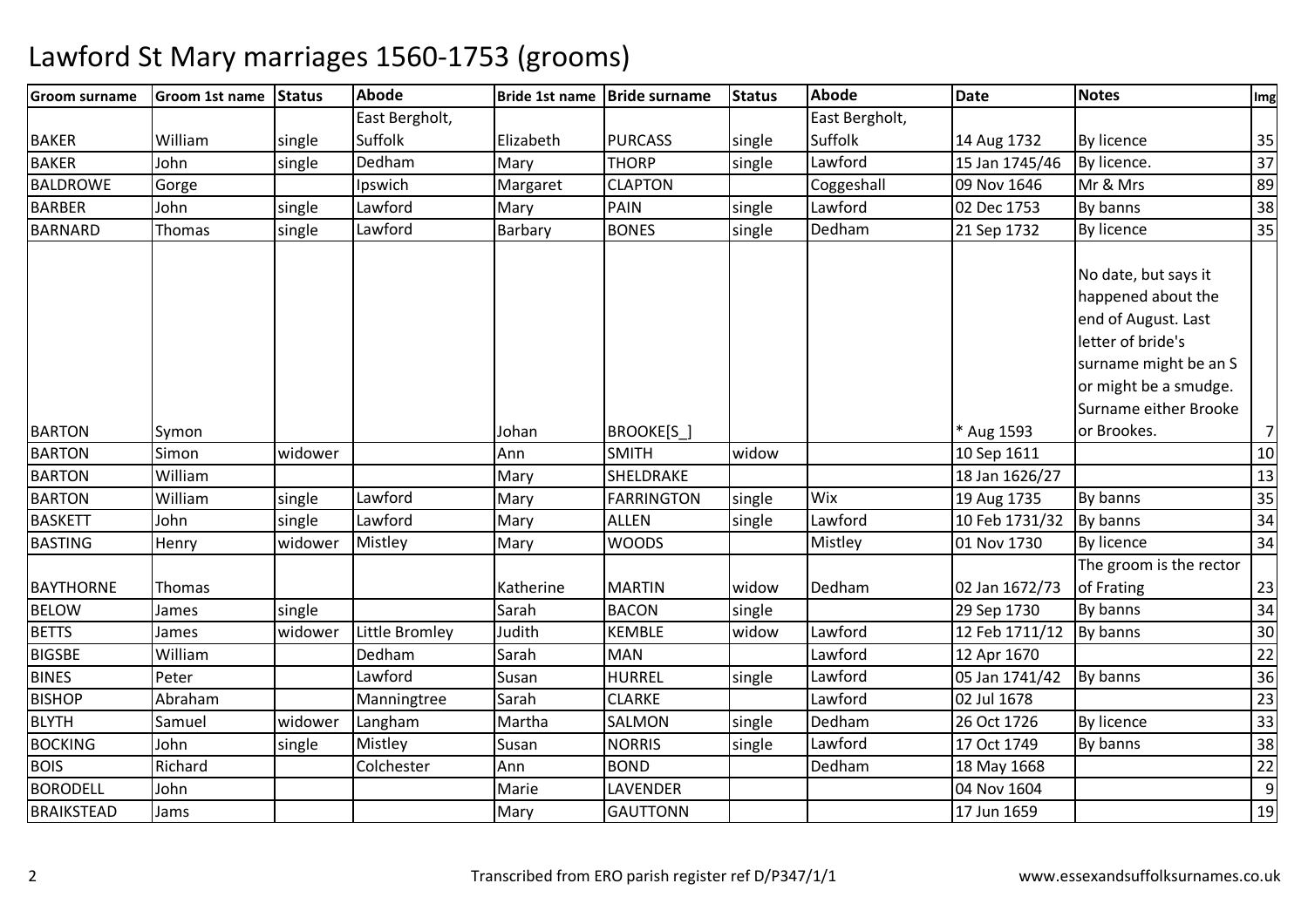# Lawford St Mary marriages 1560-1753 (grooms)

| Groom surname | Groom 1st name | Status | Abode | Bride 1st name | Bride surname | Status | Abode | Date | Notes | Img |
|---|---|---|---|---|---|---|---|---|---|---|
| BAKER | William | single | East Bergholt, Suffolk | Elizabeth | PURCASS | single | East Bergholt, Suffolk | 14 Aug 1732 | By licence | 35 |
| BAKER | John | single | Dedham | Mary | THORP | single | Lawford | 15 Jan 1745/46 | By licence. | 37 |
| BALDROWE | Gorge | | Ipswich | Margaret | CLAPTON | | Coggeshall | 09 Nov 1646 | Mr & Mrs | 89 |
| BARBER | John | single | Lawford | Mary | PAIN | single | Lawford | 02 Dec 1753 | By banns | 38 |
| BARNARD | Thomas | single | Lawford | Barbary | BONES | single | Dedham | 21 Sep 1732 | By licence | 35 |
| BARTON | Symon | | | Johan | BROOKE[S_] | | | * Aug 1593 | No date, but says it happened about the end of August. Last letter of bride's surname might be an S or might be a smudge. Surname either Brooke or Brookes. | 7 |
| BARTON | Simon | widower | | Ann | SMITH | widow | | 10 Sep 1611 | | 10 |
| BARTON | William | | | Mary | SHELDRAKE | | | 18 Jan 1626/27 | | 13 |
| BARTON | William | single | Lawford | Mary | FARRINGTON | single | Wix | 19 Aug 1735 | By banns | 35 |
| BASKETT | John | single | Lawford | Mary | ALLEN | single | Lawford | 10 Feb 1731/32 | By banns | 34 |
| BASTING | Henry | widower | Mistley | Mary | WOODS | | Mistley | 01 Nov 1730 | By licence | 34 |
| BAYTHORNE | Thomas | | | Katherine | MARTIN | widow | Dedham | 02 Jan 1672/73 | The groom is the rector of Frating | 23 |
| BELOW | James | single | | Sarah | BACON | single | | 29 Sep 1730 | By banns | 34 |
| BETTS | James | widower | Little Bromley | Judith | KEMBLE | widow | Lawford | 12 Feb 1711/12 | By banns | 30 |
| BIGSBE | William | | Dedham | Sarah | MAN | | Lawford | 12 Apr 1670 | | 22 |
| BINES | Peter | | Lawford | Susan | HURREL | single | Lawford | 05 Jan 1741/42 | By banns | 36 |
| BISHOP | Abraham | | Manningtree | Sarah | CLARKE | | Lawford | 02 Jul 1678 | | 23 |
| BLYTH | Samuel | widower | Langham | Martha | SALMON | single | Dedham | 26 Oct 1726 | By licence | 33 |
| BOCKING | John | single | Mistley | Susan | NORRIS | single | Lawford | 17 Oct 1749 | By banns | 38 |
| BOIS | Richard | | Colchester | Ann | BOND | | Dedham | 18 May 1668 | | 22 |
| BORODELL | John | | | Marie | LAVENDER | | | 04 Nov 1604 | | 9 |
| BRAIKSTEAD | Jams | | | Mary | GAUTTONN | | | 17 Jun 1659 | | 19 |

Transcribed from ERO parish register ref D/P347/1/1 www.essexandsuffolksurnames.co.uk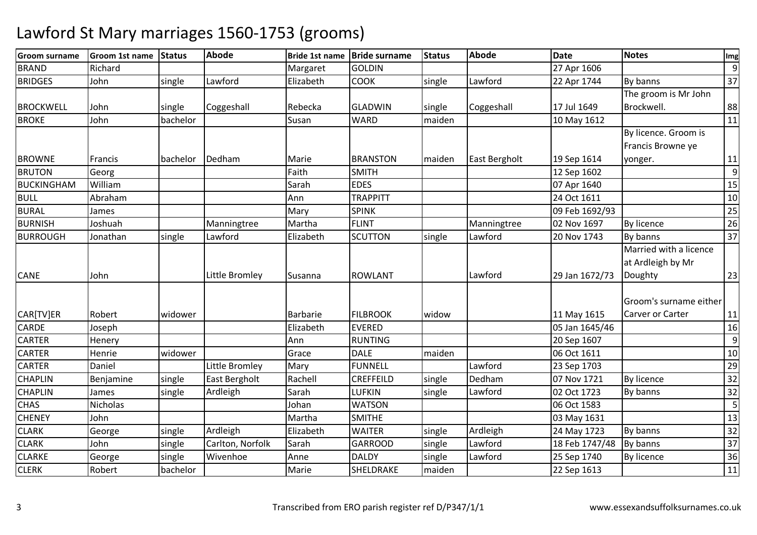# Lawford St Mary marriages 1560-1753 (grooms)

| Groom surname | Groom 1st name | Status | Abode | Bride 1st name | Bride surname | Status | Abode | Date | Notes | Img |
|---|---|---|---|---|---|---|---|---|---|---|
| BRAND | Richard | | | Margaret | GOLDIN | | | 27 Apr 1606 | | 9 |
| BRIDGES | John | single | Lawford | Elizabeth | COOK | single | Lawford | 22 Apr 1744 | By banns | 37 |
| BROCKWELL | John | single | Coggeshall | Rebecka | GLADWIN | single | Coggeshall | 17 Jul 1649 | The groom is Mr John Brockwell. | 88 |
| BROKE | John | bachelor | | Susan | WARD | maiden | | 10 May 1612 | | 11 |
| BROWNE | Francis | bachelor | Dedham | Marie | BRANSTON | maiden | East Bergholt | 19 Sep 1614 | By licence. Groom is Francis Browne ye younger. | 11 |
| BRUTON | Georg | | | Faith | SMITH | | | 12 Sep 1602 | | 9 |
| BUCKINGHAM | William | | | Sarah | EDES | | | 07 Apr 1640 | | 15 |
| BULL | Abraham | | | Ann | TRAPPITT | | | 24 Oct 1611 | | 10 |
| BURAL | James | | | Mary | SPINK | | | 09 Feb 1692/93 | | 25 |
| BURNISH | Joshuah | | Manningtree | Martha | FLINT | | Manningtree | 02 Nov 1697 | By licence | 26 |
| BURROUGH | Jonathan | single | Lawford | Elizabeth | SCUTTON | single | Lawford | 20 Nov 1743 | By banns | 37 |
| CANE | John | | Little Bromley | Susanna | ROWLANT | | Lawford | 29 Jan 1672/73 | Married with a licence at Ardleigh by Mr Doughty | 23 |
| CAR[TV]ER | Robert | widower | | Barbarie | FILBROOK | widow | | 11 May 1615 | Groom's surname either Carver or Carter | 11 |
| CARDE | Joseph | | | Elizabeth | EVERED | | | 05 Jan 1645/46 | | 16 |
| CARTER | Henery | | | Ann | RUNTING | | | 20 Sep 1607 | | 9 |
| CARTER | Henrie | widower | | Grace | DALE | maiden | | 06 Oct 1611 | | 10 |
| CARTER | Daniel | | Little Bromley | Mary | FUNNELL | | Lawford | 23 Sep 1703 | | 29 |
| CHAPLIN | Benjamine | single | East Bergholt | Rachell | CREFFEILD | single | Dedham | 07 Nov 1721 | By licence | 32 |
| CHAPLIN | James | single | Ardleigh | Sarah | LUFKIN | single | Lawford | 02 Oct 1723 | By banns | 32 |
| CHAS | Nicholas | | | Johan | WATSON | | | 06 Oct 1583 | | 5 |
| CHENEY | John | | | Martha | SMITHE | | | 03 May 1631 | | 13 |
| CLARK | George | single | Ardleigh | Elizabeth | WAITER | single | Ardleigh | 24 May 1723 | By banns | 32 |
| CLARK | John | single | Carlton, Norfolk | Sarah | GARROOD | single | Lawford | 18 Feb 1747/48 | By banns | 37 |
| CLARKE | George | single | Wivenhoe | Anne | DALDY | single | Lawford | 25 Sep 1740 | By licence | 36 |
| CLERK | Robert | bachelor | | Marie | SHELDRAKE | maiden | | 22 Sep 1613 | | 11 |

Transcribed from ERO parish register ref D/P347/1/1

www.essexandsuffolksurnames.co.uk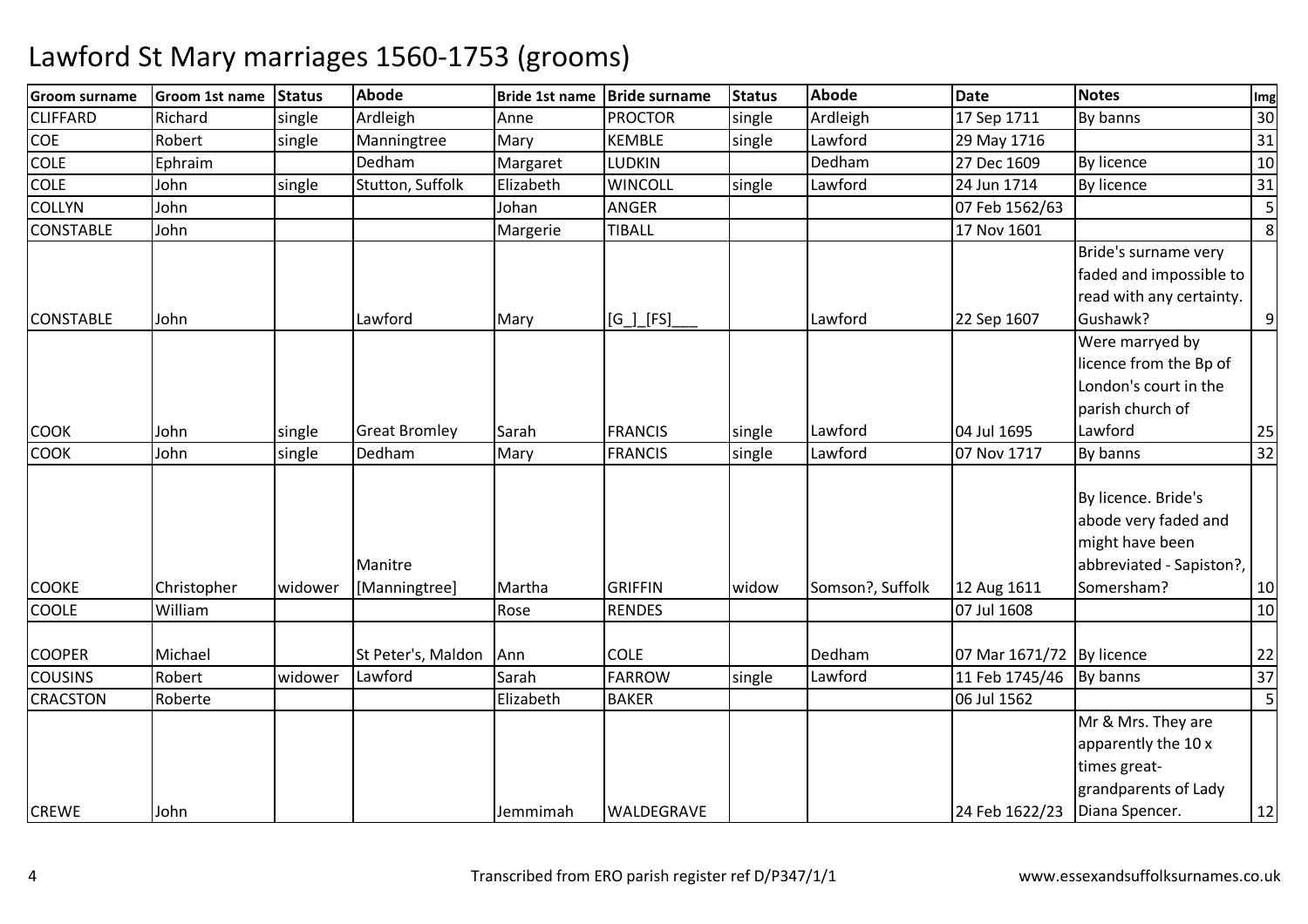# Lawford St Mary marriages 1560-1753 (grooms)

| Groom surname | Groom 1st name | Status | Abode | Bride 1st name | Bride surname | Status | Abode | Date | Notes | Img |
|---|---|---|---|---|---|---|---|---|---|---|
| CLIFFARD | Richard | single | Ardleigh | Anne | PROCTOR | single | Ardleigh | 17 Sep 1711 | By banns | 30 |
| COE | Robert | single | Manningtree | Mary | KEMBLE | single | Lawford | 29 May 1716 | | 31 |
| COLE | Ephraim | | Dedham | Margaret | LUDKIN | | Dedham | 27 Dec 1609 | By licence | 10 |
| COLE | John | single | Stutton, Suffolk | Elizabeth | WINCOLL | single | Lawford | 24 Jun 1714 | By licence | 31 |
| COLLYN | John | | | Johan | ANGER | | | 07 Feb 1562/63 | | 5 |
| CONSTABLE | John | | | Margerie | TIBALL | | | 17 Nov 1601 | | 8 |
| CONSTABLE | John | | Lawford | Mary | [G_]_[FS]___ | | Lawford | 22 Sep 1607 | Bride's surname very faded and impossible to read with any certainty. Gushawk? | 9 |
| COOK | John | single | Great Bromley | Sarah | FRANCIS | single | Lawford | 04 Jul 1695 | Were marryed by licence from the Bp of London's court in the parish church of Lawford | 25 |
| COOK | John | single | Dedham | Mary | FRANCIS | single | Lawford | 07 Nov 1717 | By banns | 32 |
| COOKE | Christopher | widower | Manitre [Manningtree] | Martha | GRIFFIN | widow | Somson?, Suffolk | 12 Aug 1611 | By licence. Bride's abode very faded and might have been abbreviated - Sapiston?, Somersham? | 10 |
| COOLE | William | | | Rose | RENDES | | | 07 Jul 1608 | | 10 |
| COOPER | Michael | | St Peter's, Maldon | Ann | COLE | | Dedham | 07 Mar 1671/72 | By licence | 22 |
| COUSINS | Robert | widower | Lawford | Sarah | FARROW | single | Lawford | 11 Feb 1745/46 | By banns | 37 |
| CRACSTON | Roberte | | | Elizabeth | BAKER | | | 06 Jul 1562 | | 5 |
| CREWE | John | | | Jemmimah | WALDEGRAVE | | | 24 Feb 1622/23 | Mr & Mrs. They are apparently the 10 x times great-grandparents of Lady Diana Spencer. | 12 |

Transcribed from ERO parish register ref D/P347/1/1 www.essexandsuffolksurnames.co.uk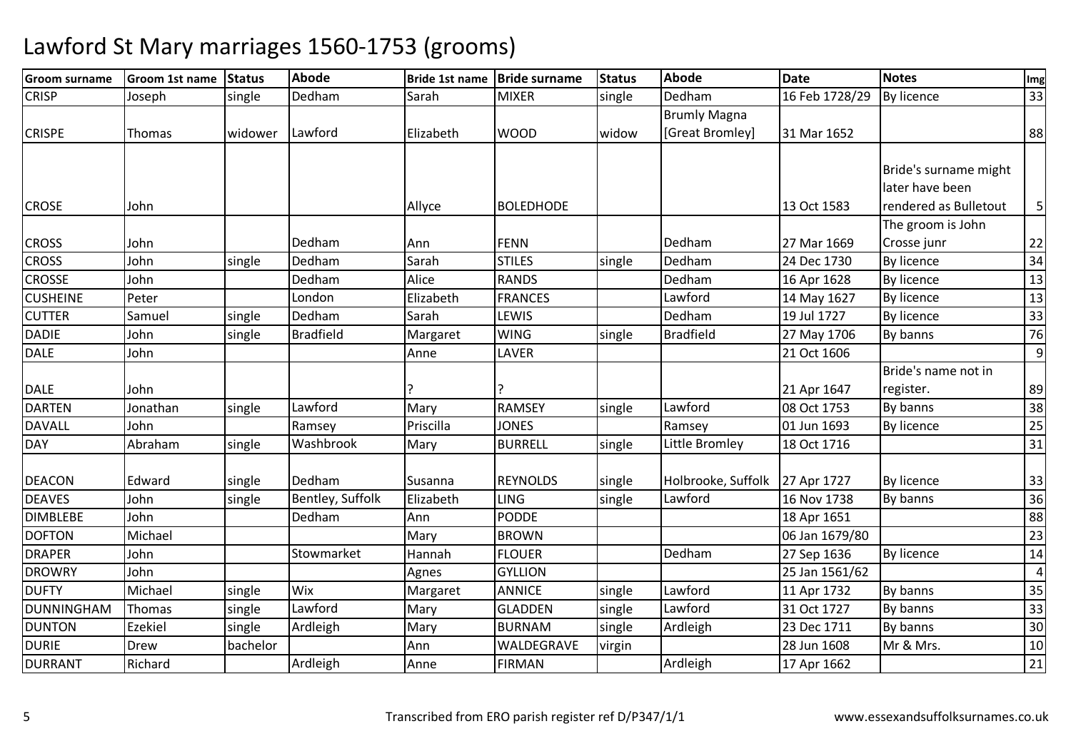# Lawford St Mary marriages 1560-1753 (grooms)

| Groom surname | Groom 1st name | Status | Abode | Bride 1st name | Bride surname | Status | Abode | Date | Notes | Img |
|---|---|---|---|---|---|---|---|---|---|---|
| CRISP | Joseph | single | Dedham | Sarah | MIXER | single | Dedham | 16 Feb 1728/29 | By licence | 33 |
| CRISPE | Thomas | widower | Lawford | Elizabeth | WOOD | widow | Brumly Magna [Great Bromley] | 31 Mar 1652 | | 88 |
| CROSE | John | | | Allyce | BOLEDHODE | | | 13 Oct 1583 | Bride's surname might later have been rendered as Bulletout | 5 |
| CROSS | John | | Dedham | Ann | FENN | | Dedham | 27 Mar 1669 | The groom is John Crosse junr | 22 |
| CROSS | John | single | Dedham | Sarah | STILES | single | Dedham | 24 Dec 1730 | By licence | 34 |
| CROSSE | John | | Dedham | Alice | RANDS | | Dedham | 16 Apr 1628 | By licence | 13 |
| CUSHEINE | Peter | | London | Elizabeth | FRANCES | | Lawford | 14 May 1627 | By licence | 13 |
| CUTTER | Samuel | single | Dedham | Sarah | LEWIS | | Dedham | 19 Jul 1727 | By licence | 33 |
| DADIE | John | single | Bradfield | Margaret | WING | single | Bradfield | 27 May 1706 | By banns | 76 |
| DALE | John | | | Anne | LAVER | | | 21 Oct 1606 | | 9 |
| DALE | John | | | ? | ? | | | 21 Apr 1647 | Bride's name not in register. | 89 |
| DARTEN | Jonathan | single | Lawford | Mary | RAMSEY | single | Lawford | 08 Oct 1753 | By banns | 38 |
| DAVALL | John | | Ramsey | Priscilla | JONES | | Ramsey | 01 Jun 1693 | By licence | 25 |
| DAY | Abraham | single | Washbrook | Mary | BURRELL | single | Little Bromley | 18 Oct 1716 | | 31 |
| DEACON | Edward | single | Dedham | Susanna | REYNOLDS | single | Holbrooke, Suffolk | 27 Apr 1727 | By licence | 33 |
| DEAVES | John | single | Bentley, Suffolk | Elizabeth | LING | single | Lawford | 16 Nov 1738 | By banns | 36 |
| DIMBLEBE | John | | Dedham | Ann | PODDE | | | 18 Apr 1651 | | 88 |
| DOFTON | Michael | | | Mary | BROWN | | | 06 Jan 1679/80 | | 23 |
| DRAPER | John | | Stowmarket | Hannah | FLOUER | | Dedham | 27 Sep 1636 | By licence | 14 |
| DROWRY | John | | | Agnes | GYLLION | | | 25 Jan 1561/62 | | 4 |
| DUFTY | Michael | single | Wix | Margaret | ANNICE | single | Lawford | 11 Apr 1732 | By banns | 35 |
| DUNNINGHAM | Thomas | single | Lawford | Mary | GLADDEN | single | Lawford | 31 Oct 1727 | By banns | 33 |
| DUNTON | Ezekiel | single | Ardleigh | Mary | BURNAM | single | Ardleigh | 23 Dec 1711 | By banns | 30 |
| DURIE | Drew | bachelor | | Ann | WALDEGRAVE | virgin | | 28 Jun 1608 | Mr & Mrs. | 10 |
| DURRANT | Richard | | Ardleigh | Anne | FIRMAN | | Ardleigh | 17 Apr 1662 | | 21 |

Transcribed from ERO parish register ref D/P347/1/1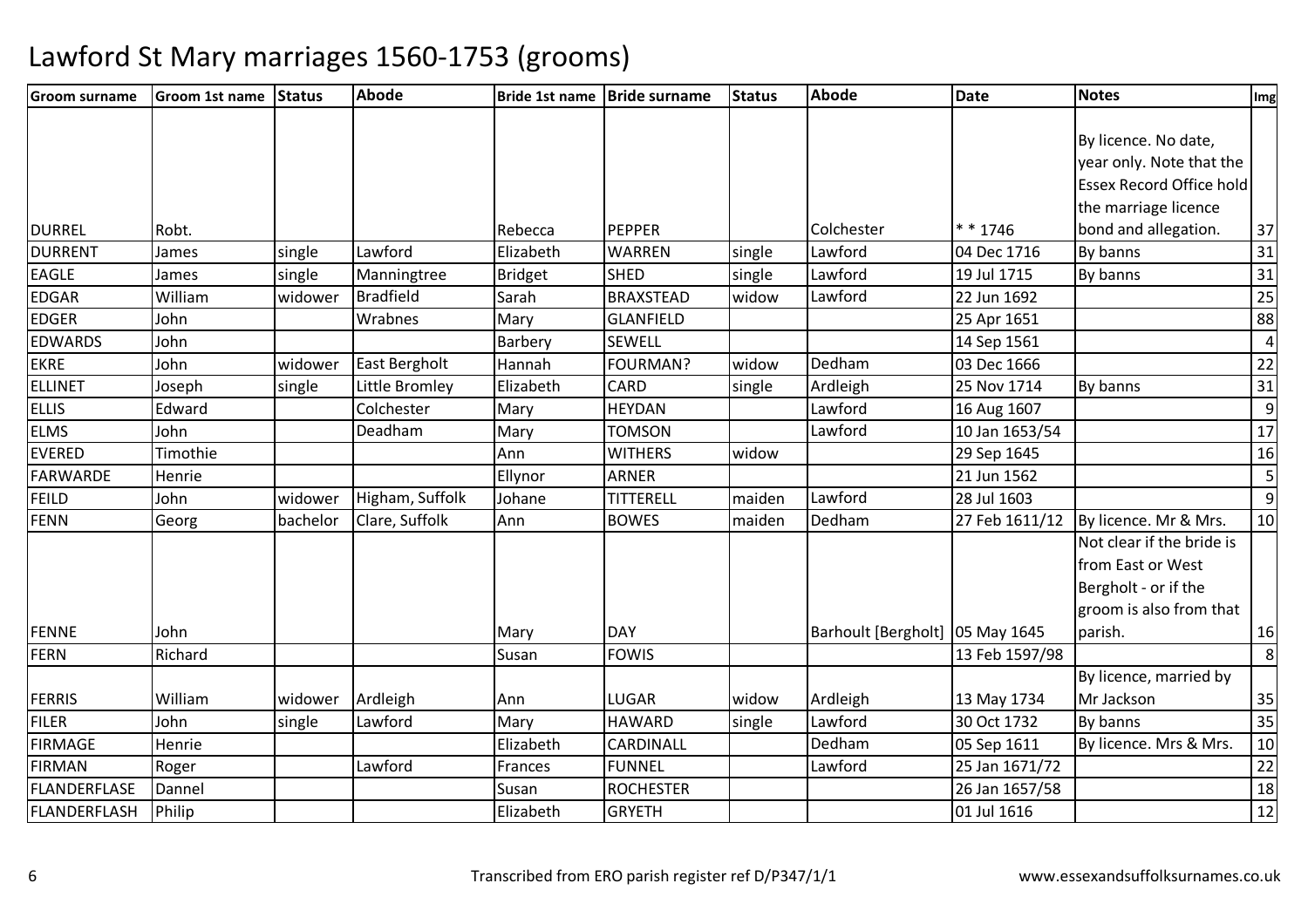# Lawford St Mary marriages 1560-1753 (grooms)

| Groom surname | Groom 1st name | Status | Abode | Bride 1st name | Bride surname | Status | Abode | Date | Notes | Img |
|---|---|---|---|---|---|---|---|---|---|---|
| DURREL | Robt. | | | Rebecca | PEPPER | | Colchester | * * 1746 | By licence. No date, year only. Note that the Essex Record Office hold the marriage licence bond and allegation. | 37 |
| DURRENT | James | single | Lawford | Elizabeth | WARREN | single | Lawford | 04 Dec 1716 | By banns | 31 |
| EAGLE | James | single | Manningtree | Bridget | SHED | single | Lawford | 19 Jul 1715 | By banns | 31 |
| EDGAR | William | widower | Bradfield | Sarah | BRAXSTEAD | widow | Lawford | 22 Jun 1692 | | 25 |
| EDGER | John | | Wrabnes | Mary | GLANFIELD | | | 25 Apr 1651 | | 88 |
| EDWARDS | John | | | Barbery | SEWELL | | | 14 Sep 1561 | | 4 |
| EKRE | John | widower | East Bergholt | Hannah | FOURMAN? | widow | Dedham | 03 Dec 1666 | | 22 |
| ELLINET | Joseph | single | Little Bromley | Elizabeth | CARD | single | Ardleigh | 25 Nov 1714 | By banns | 31 |
| ELLIS | Edward | | Colchester | Mary | HEYDAN | | Lawford | 16 Aug 1607 | | 9 |
| ELMS | John | | Deadham | Mary | TOMSON | | Lawford | 10 Jan 1653/54 | | 17 |
| EVERED | Timothie | | | Ann | WITHERS | widow | | 29 Sep 1645 | | 16 |
| FARWARDE | Henrie | | | Ellynor | ARNER | | | 21 Jun 1562 | | 5 |
| FEILD | John | widower | Higham, Suffolk | Johane | TITTERELL | maiden | Lawford | 28 Jul 1603 | | 9 |
| FENN | Georg | bachelor | Clare, Suffolk | Ann | BOWES | maiden | Dedham | 27 Feb 1611/12 | By licence. Mr & Mrs. | 10 |
| FENNE | John | | | Mary | DAY | | Barhoult [Bergholt] | 05 May 1645 | Not clear if the bride is from East or West Bergholt - or if the groom is also from that parish. | 16 |
| FERN | Richard | | | Susan | FOWIS | | | 13 Feb 1597/98 | | 8 |
| FERRIS | William | widower | Ardleigh | Ann | LUGAR | widow | Ardleigh | 13 May 1734 | By licence, married by Mr Jackson | 35 |
| FILER | John | single | Lawford | Mary | HAWARD | single | Lawford | 30 Oct 1732 | By banns | 35 |
| FIRMAGE | Henrie | | | Elizabeth | CARDINALL | | Dedham | 05 Sep 1611 | By licence. Mrs & Mrs. | 10 |
| FIRMAN | Roger | | Lawford | Frances | FUNNEL | | Lawford | 25 Jan 1671/72 | | 22 |
| FLANDERFLASE | Dannel | | | Susan | ROCHESTER | | | 26 Jan 1657/58 | | 18 |
| FLANDERFLASH | Philip | | | Elizabeth | GRYETH | | | 01 Jul 1616 | | 12 |

Transcribed from ERO parish register ref D/P347/1/1 www.essexandsuffolksurnames.co.uk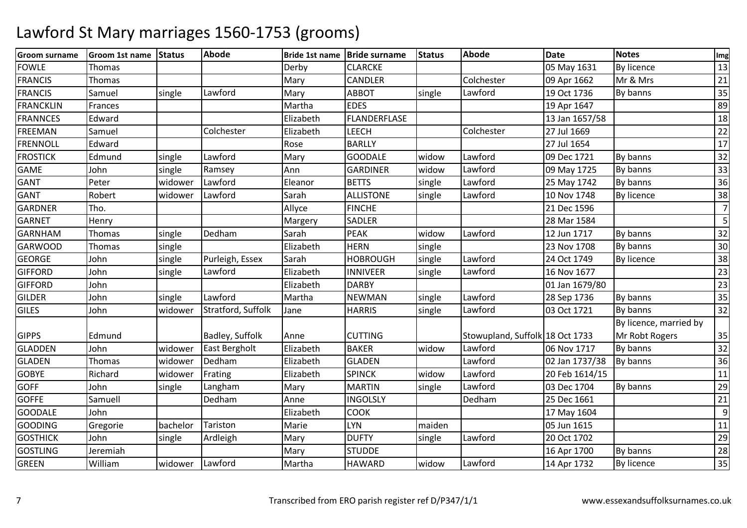# Lawford St Mary marriages 1560-1753 (grooms)

| Groom surname | Groom 1st name | Status | Abode | Bride 1st name | Bride surname | Status | Abode | Date | Notes | Img |
|---|---|---|---|---|---|---|---|---|---|---|
| FOWLE | Thomas | | | Derby | CLARCKE | | | 05 May 1631 | By licence | 13 |
| FRANCIS | Thomas | | | Mary | CANDLER | | Colchester | 09 Apr 1662 | Mr & Mrs | 21 |
| FRANCIS | Samuel | single | Lawford | Mary | ABBOT | single | Lawford | 19 Oct 1736 | By banns | 35 |
| FRANCKLIN | Frances | | | Martha | EDES | | | 19 Apr 1647 | | 89 |
| FRANNCES | Edward | | | Elizabeth | FLANDERFLASE | | | 13 Jan 1657/58 | | 18 |
| FREEMAN | Samuel | | Colchester | Elizabeth | LEECH | | Colchester | 27 Jul 1669 | | 22 |
| FRENNOLL | Edward | | | Rose | BARLLY | | | 27 Jul 1654 | | 17 |
| FROSTICK | Edmund | single | Lawford | Mary | GOODALE | widow | Lawford | 09 Dec 1721 | By banns | 32 |
| GAME | John | single | Ramsey | Ann | GARDINER | widow | Lawford | 09 May 1725 | By banns | 33 |
| GANT | Peter | widower | Lawford | Eleanor | BETTS | single | Lawford | 25 May 1742 | By banns | 36 |
| GANT | Robert | widower | Lawford | Sarah | ALLISTONE | single | Lawford | 10 Nov 1748 | By licence | 38 |
| GARDNER | Tho. | | | Allyce | FINCHE | | | 21 Dec 1596 | | 7 |
| GARNET | Henry | | | Margery | SADLER | | | 28 Mar 1584 | | 5 |
| GARNHAM | Thomas | single | Dedham | Sarah | PEAK | widow | Lawford | 12 Jun 1717 | By banns | 32 |
| GARWOOD | Thomas | single | | Elizabeth | HERN | single | | 23 Nov 1708 | By banns | 30 |
| GEORGE | John | single | Purleigh, Essex | Sarah | HOBROUGH | single | Lawford | 24 Oct 1749 | By licence | 38 |
| GIFFORD | John | single | Lawford | Elizabeth | INNIVEER | single | Lawford | 16 Nov 1677 | | 23 |
| GIFFORD | John | | | Elizabeth | DARBY | | | 01 Jan 1679/80 | | 23 |
| GILDER | John | single | Lawford | Martha | NEWMAN | single | Lawford | 28 Sep 1736 | By banns | 35 |
| GILES | John | widower | Stratford, Suffolk | Jane | HARRIS | single | Lawford | 03 Oct 1721 | By banns | 32 |
| GIPPS | Edmund | | Badley, Suffolk | Anne | CUTTING | | Stowupland, Suffolk | 18 Oct 1733 | By licence, married by Mr Robt Rogers | 35 |
| GLADDEN | John | widower | East Bergholt | Elizabeth | BAKER | widow | Lawford | 06 Nov 1717 | By banns | 32 |
| GLADEN | Thomas | widower | Dedham | Elizabeth | GLADEN | | Lawford | 02 Jan 1737/38 | By banns | 36 |
| GOBYE | Richard | widower | Frating | Elizabeth | SPINCK | widow | Lawford | 20 Feb 1614/15 | | 11 |
| GOFF | John | single | Langham | Mary | MARTIN | single | Lawford | 03 Dec 1704 | By banns | 29 |
| GOFFE | Samuell | | Dedham | Anne | INGOLSLY | | Dedham | 25 Dec 1661 | | 21 |
| GOODALE | John | | | Elizabeth | COOK | | | 17 May 1604 | | 9 |
| GOODING | Gregorie | bachelor | Tariston | Marie | LYN | maiden | | 05 Jun 1615 | | 11 |
| GOSTHICK | John | single | Ardleigh | Mary | DUFTY | single | Lawford | 20 Oct 1702 | | 29 |
| GOSTLING | Jeremiah | | | Mary | STUDDE | | | 16 Apr 1700 | By banns | 28 |
| GREEN | William | widower | Lawford | Martha | HAWARD | widow | Lawford | 14 Apr 1732 | By licence | 35 |

Transcribed from ERO parish register ref D/P347/1/1

www.essexandsuffolksurnames.co.uk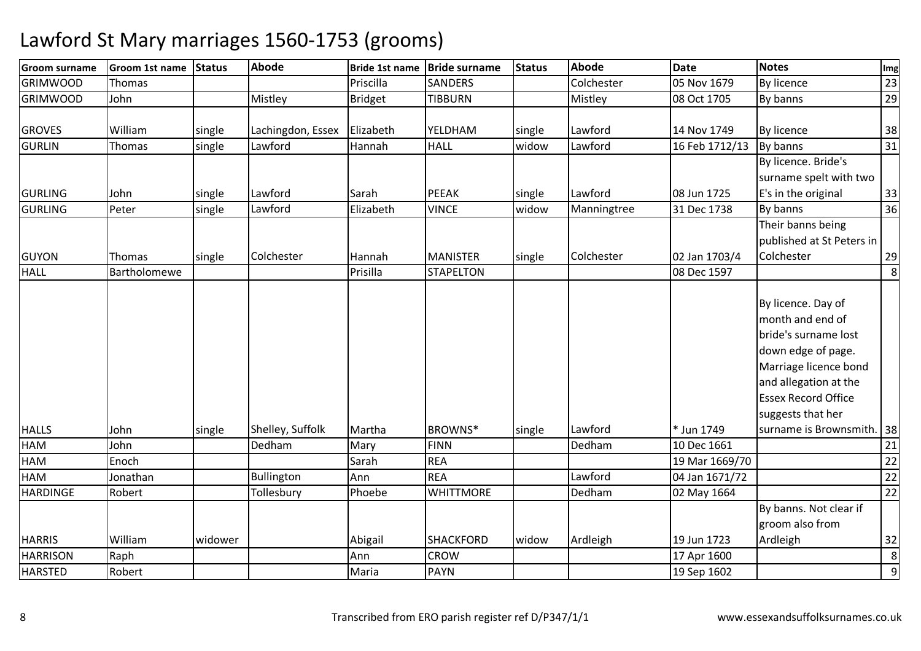# Lawford St Mary marriages 1560-1753 (grooms)

| Groom surname | Groom 1st name | Status | Abode | Bride 1st name | Bride surname | Status | Abode | Date | Notes | Img |
|---|---|---|---|---|---|---|---|---|---|---|
| GRIMWOOD | Thomas | | | Priscilla | SANDERS | | Colchester | 05 Nov 1679 | By licence | 23 |
| GRIMWOOD | John | | Mistley | Bridget | TIBBURN | | Mistley | 08 Oct 1705 | By banns | 29 |
| GROVES | William | single | Lachingdon, Essex | Elizabeth | YELDHAM | single | Lawford | 14 Nov 1749 | By licence | 38 |
| GURLIN | Thomas | single | Lawford | Hannah | HALL | widow | Lawford | 16 Feb 1712/13 | By banns | 31 |
| GURLING | John | single | Lawford | Sarah | PEEAK | single | Lawford | 08 Jun 1725 | By licence. Bride's surname spelt with two E's in the original | 33 |
| GURLING | Peter | single | Lawford | Elizabeth | VINCE | widow | Manningtree | 31 Dec 1738 | By banns | 36 |
| GUYON | Thomas | single | Colchester | Hannah | MANISTER | single | Colchester | 02 Jan 1703/4 | Their banns being published at St Peters in Colchester | 29 |
| HALL | Bartholomewe | | | Prisilla | STAPELTON | | | 08 Dec 1597 | | 8 |
| HALLS | John | single | Shelley, Suffolk | Martha | BROWNS* | single | Lawford | * Jun 1749 | By licence. Day of month and end of bride's surname lost down edge of page. Marriage licence bond and allegation at the Essex Record Office suggests that her surname is Brownsmith. | 38 |
| HAM | John | | Dedham | Mary | FINN | | Dedham | 10 Dec 1661 | | 21 |
| HAM | Enoch | | | Sarah | REA | | | 19 Mar 1669/70 | | 22 |
| HAM | Jonathan | | Bullington | Ann | REA | | Lawford | 04 Jan 1671/72 | | 22 |
| HARDINGE | Robert | | Tollesbury | Phoebe | WHITTMORE | | Dedham | 02 May 1664 | | 22 |
| HARRIS | William | widower | | Abigail | SHACKFORD | widow | Ardleigh | 19 Jun 1723 | By banns. Not clear if groom also from Ardleigh | 32 |
| HARRISON | Raph | | | Ann | CROW | | | 17 Apr 1600 | | 8 |
| HARSTED | Robert | | | Maria | PAYN | | | 19 Sep 1602 | | 9 |

Transcribed from ERO parish register ref D/P347/1/1

www.essexandsuffolksurnames.co.uk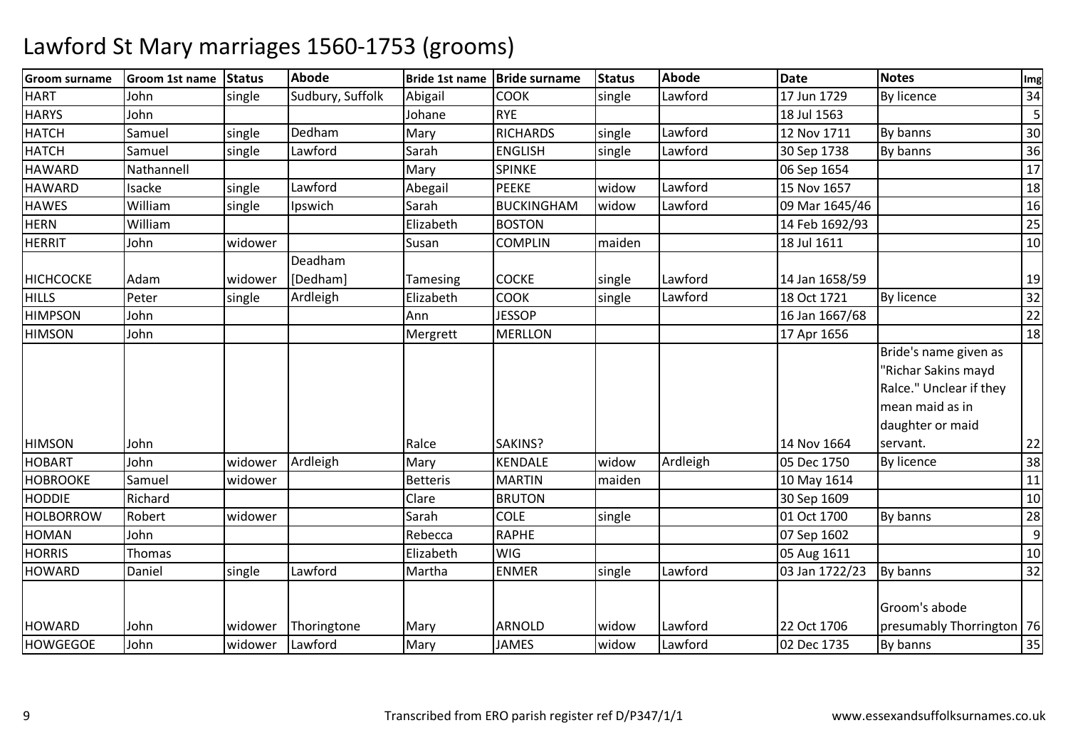# Lawford St Mary marriages 1560-1753 (grooms)

| Groom surname | Groom 1st name | Status | Abode | Bride 1st name | Bride surname | Status | Abode | Date | Notes | Img |
|---|---|---|---|---|---|---|---|---|---|---|
| HART | John | single | Sudbury, Suffolk | Abigail | COOK | single | Lawford | 17 Jun 1729 | By licence | 34 |
| HARYS | John | | | Johane | RYE | | | 18 Jul 1563 | | 5 |
| HATCH | Samuel | single | Dedham | Mary | RICHARDS | single | Lawford | 12 Nov 1711 | By banns | 30 |
| HATCH | Samuel | single | Lawford | Sarah | ENGLISH | single | Lawford | 30 Sep 1738 | By banns | 36 |
| HAWARD | Nathannell | | | Mary | SPINKE | | | 06 Sep 1654 | | 17 |
| HAWARD | Isacke | single | Lawford | Abegail | PEEKE | widow | Lawford | 15 Nov 1657 | | 18 |
| HAWES | William | single | Ipswich | Sarah | BUCKINGHAM | widow | Lawford | 09 Mar 1645/46 | | 16 |
| HERN | William | | | Elizabeth | BOSTON | | | 14 Feb 1692/93 | | 25 |
| HERRIT | John | widower | | Susan | COMPLIN | maiden | | 18 Jul 1611 | | 10 |
| HICHCOCKE | Adam | widower | Deadham [Dedham] | Tamesing | COCKE | single | Lawford | 14 Jan 1658/59 | | 19 |
| HILLS | Peter | single | Ardleigh | Elizabeth | COOK | single | Lawford | 18 Oct 1721 | By licence | 32 |
| HIMPSON | John | | | Ann | JESSOP | | | 16 Jan 1667/68 | | 22 |
| HIMSON | John | | | Mergrett | MERLLON | | | 17 Apr 1656 | | 18 |
| HIMSON | John | | | Ralce | SAKINS? | | | 14 Nov 1664 | Bride's name given as "Richar Sakins mayd Ralce." Unclear if they mean maid as in daughter or maid servant. | 22 |
| HOBART | John | widower | Ardleigh | Mary | KENDALE | widow | Ardleigh | 05 Dec 1750 | By licence | 38 |
| HOBROOKE | Samuel | widower | | Betteris | MARTIN | maiden | | 10 May 1614 | | 11 |
| HODDIE | Richard | | | Clare | BRUTON | | | 30 Sep 1609 | | 10 |
| HOLBORROW | Robert | widower | | Sarah | COLE | single | | 01 Oct 1700 | By banns | 28 |
| HOMAN | John | | | Rebecca | RAPHE | | | 07 Sep 1602 | | 9 |
| HORRIS | Thomas | | | Elizabeth | WIG | | | 05 Aug 1611 | | 10 |
| HOWARD | Daniel | single | Lawford | Martha | ENMER | single | Lawford | 03 Jan 1722/23 | By banns | 32 |
| HOWARD | John | widower | Thoringtone | Mary | ARNOLD | widow | Lawford | 22 Oct 1706 | Groom's abode presumably Thorrington | 76 |
| HOWGEGOE | John | widower | Lawford | Mary | JAMES | widow | Lawford | 02 Dec 1735 | By banns | 35 |

Transcribed from ERO parish register ref D/P347/1/1

www.essexandsuffolksurnames.co.uk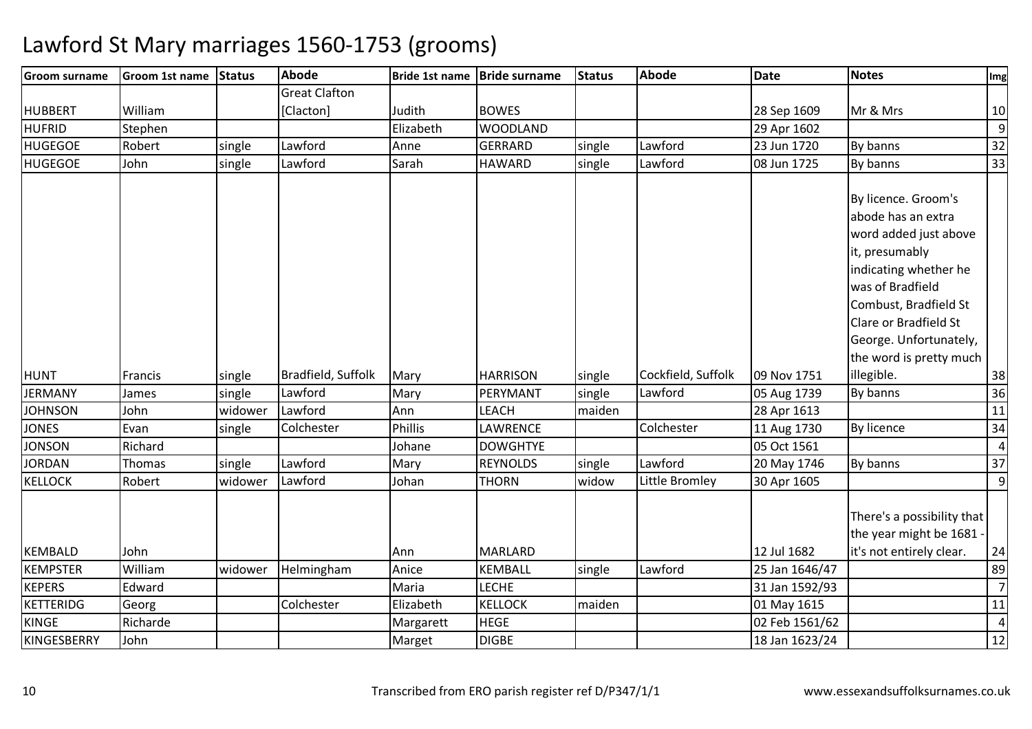# Lawford St Mary marriages 1560-1753 (grooms)

| Groom surname | Groom 1st name | Status | Abode | Bride 1st name | Bride surname | Status | Abode | Date | Notes | Img |
|---|---|---|---|---|---|---|---|---|---|---|
| HUBBERT | William | | Great Clafton [Clacton] | Judith | BOWES | | | 28 Sep 1609 | Mr & Mrs | 10 |
| HUFRID | Stephen | | | Elizabeth | WOODLAND | | | 29 Apr 1602 | | 9 |
| HUGEGOE | Robert | single | Lawford | Anne | GERRARD | single | Lawford | 23 Jun 1720 | By banns | 32 |
| HUGEGOE | John | single | Lawford | Sarah | HAWARD | single | Lawford | 08 Jun 1725 | By banns | 33 |
| HUNT | Francis | single | Bradfield, Suffolk | Mary | HARRISON | single | Cockfield, Suffolk | 09 Nov 1751 | By licence. Groom's abode has an extra word added just above it, presumably indicating whether he was of Bradfield Combust, Bradfield St Clare or Bradfield St George. Unfortunately, the word is pretty much illegible. | 38 |
| JERMANY | James | single | Lawford | Mary | PERYMANT | single | Lawford | 05 Aug 1739 | By banns | 36 |
| JOHNSON | John | widower | Lawford | Ann | LEACH | maiden | | 28 Apr 1613 | | 11 |
| JONES | Evan | single | Colchester | Phillis | LAWRENCE | | Colchester | 11 Aug 1730 | By licence | 34 |
| JONSON | Richard | | | Johane | DOWGHTYE | | | 05 Oct 1561 | | 4 |
| JORDAN | Thomas | single | Lawford | Mary | REYNOLDS | single | Lawford | 20 May 1746 | By banns | 37 |
| KELLOCK | Robert | widower | Lawford | Johan | THORN | widow | Little Bromley | 30 Apr 1605 | | 9 |
| KEMBALD | John | | | Ann | MARLARD | | | 12 Jul 1682 | There's a possibility that the year might be 1681 - it's not entirely clear. | 24 |
| KEMPSTER | William | widower | Helmingham | Anice | KEMBALL | single | Lawford | 25 Jan 1646/47 | | 89 |
| KEPERS | Edward | | | Maria | LECHE | | | 31 Jan 1592/93 | | 7 |
| KETTERIDG | Georg | | Colchester | Elizabeth | KELLOCK | maiden | | 01 May 1615 | | 11 |
| KINGE | Richarde | | | Margarett | HEGE | | | 02 Feb 1561/62 | | 4 |
| KINGESBERRY | John | | | Marget | DIGBE | | | 18 Jan 1623/24 | | 12 |

Transcribed from ERO parish register ref D/P347/1/1

www.essexandsuffolksurnames.co.uk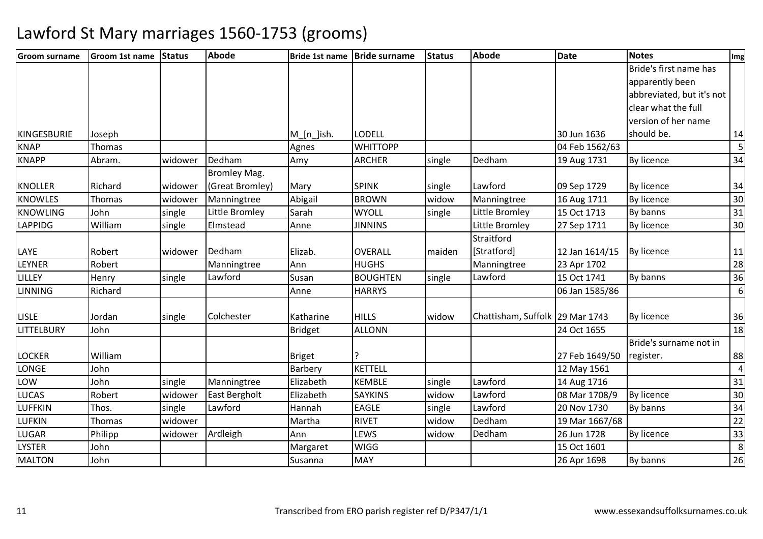# Lawford St Mary marriages 1560-1753 (grooms)

| Groom surname | Groom 1st name | Status | Abode | Bride 1st name | Bride surname | Status | Abode | Date | Notes | Img |
|---|---|---|---|---|---|---|---|---|---|---|
| KINGESBURIE | Joseph | | | M_[n_]ish. | LODELL | | | 30 Jun 1636 | Bride's first name has apparently been abbreviated, but it's not clear what the full version of her name should be. | 14 |
| KNAP | Thomas | | | Agnes | WHITTOPP | | | 04 Feb 1562/63 | | 5 |
| KNAPP | Abram. | widower | Dedham | Amy | ARCHER | single | Dedham | 19 Aug 1731 | By licence | 34 |
| KNOLLER | Richard | widower | Bromley Mag. (Great Bromley) | Mary | SPINK | single | Lawford | 09 Sep 1729 | By licence | 34 |
| KNOWLES | Thomas | widower | Manningtree | Abigail | BROWN | widow | Manningtree | 16 Aug 1711 | By licence | 30 |
| KNOWLING | John | single | Little Bromley | Sarah | WYOLL | single | Little Bromley | 15 Oct 1713 | By banns | 31 |
| LAPPIDG | William | single | Elmstead | Anne | JINNINS | | Little Bromley | 27 Sep 1711 | By licence | 30 |
| LAYE | Robert | widower | Dedham | Elizab. | OVERALL | maiden | Straitford [Stratford] | 12 Jan 1614/15 | By licence | 11 |
| LEYNER | Robert | | Manningtree | Ann | HUGHS | | Manningtree | 23 Apr 1702 | | 28 |
| LILLEY | Henry | single | Lawford | Susan | BOUGHTEN | single | Lawford | 15 Oct 1741 | By banns | 36 |
| LINNING | Richard | | | Anne | HARRYS | | | 06 Jan 1585/86 | | 6 |
| LISLE | Jordan | single | Colchester | Katharine | HILLS | widow | Chattisham, Suffolk | 29 Mar 1743 | By licence | 36 |
| LITTELBURY | John | | | Bridget | ALLONN | | | 24 Oct 1655 | | 18 |
| LOCKER | William | | | Briget | ? | | | 27 Feb 1649/50 | Bride's surname not in register. | 88 |
| LONGE | John | | | Barbery | KETTELL | | | 12 May 1561 | | 4 |
| LOW | John | single | Manningtree | Elizabeth | KEMBLE | single | Lawford | 14 Aug 1716 | | 31 |
| LUCAS | Robert | widower | East Bergholt | Elizabeth | SAYKINS | widow | Lawford | 08 Mar 1708/9 | By licence | 30 |
| LUFFKIN | Thos. | single | Lawford | Hannah | EAGLE | single | Lawford | 20 Nov 1730 | By banns | 34 |
| LUFKIN | Thomas | widower | | Martha | RIVET | widow | Dedham | 19 Mar 1667/68 | | 22 |
| LUGAR | Philipp | widower | Ardleigh | Ann | LEWS | widow | Dedham | 26 Jun 1728 | By licence | 33 |
| LYSTER | John | | | Margaret | WIGG | | | 15 Oct 1601 | | 8 |
| MALTON | John | | | Susanna | MAY | | | 26 Apr 1698 | By banns | 26 |

Transcribed from ERO parish register ref D/P347/1/1

www.essexandsuffolksurnames.co.uk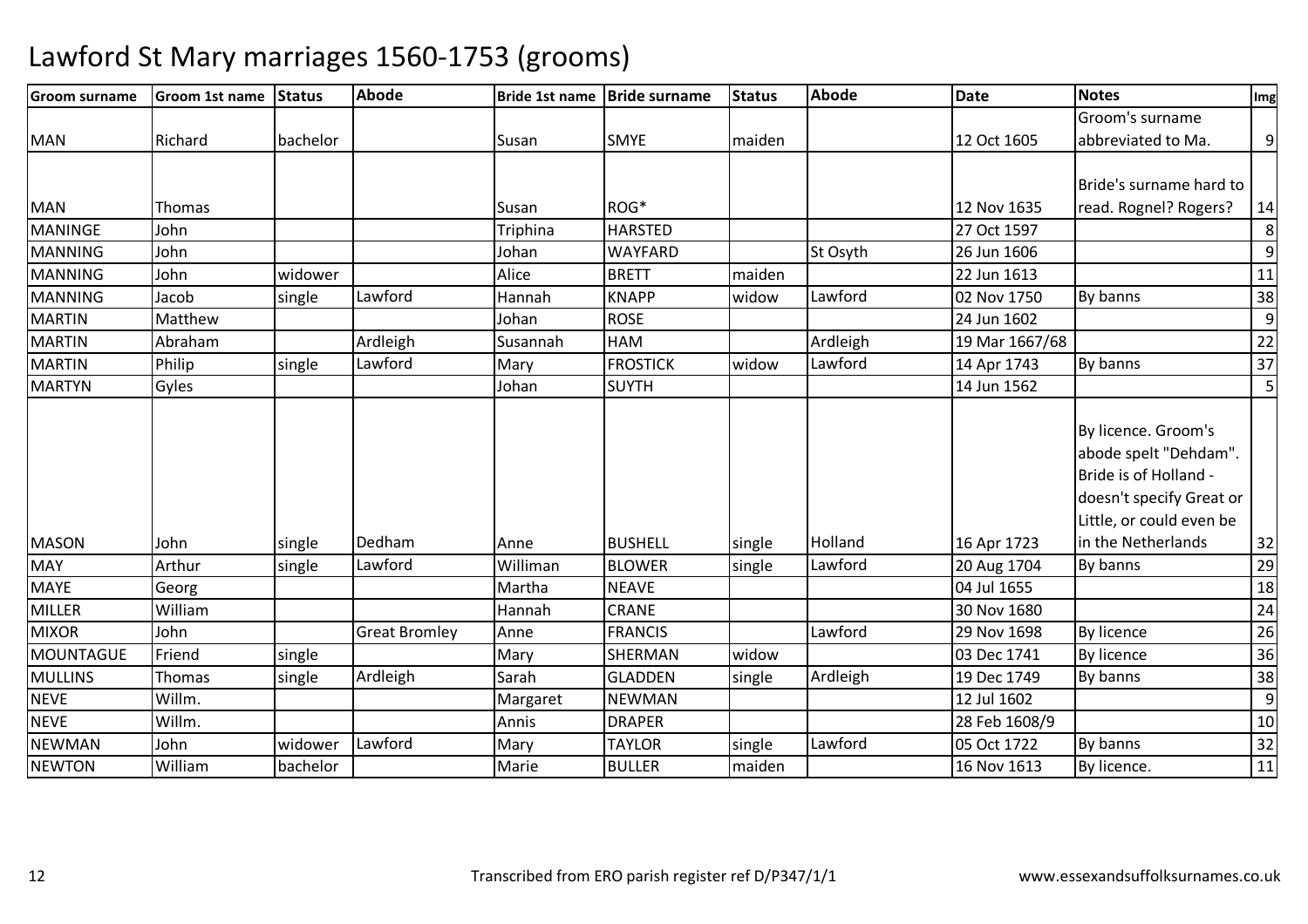# Lawford St Mary marriages 1560-1753 (grooms)

| Groom surname | Groom 1st name | Status | Abode | Bride 1st name | Bride surname | Status | Abode | Date | Notes | Img |
|---|---|---|---|---|---|---|---|---|---|---|
| MAN | Richard | bachelor | | Susan | SMYE | maiden | | 12 Oct 1605 | Groom's surname abbreviated to Ma. | 9 |
| MAN | Thomas | | | Susan | ROG* | | | 12 Nov 1635 | Bride's surname hard to read. Rognel? Rogers? | 14 |
| MANINGE | John | | | Triphina | HARSTED | | | 27 Oct 1597 | | 8 |
| MANNING | John | | | Johan | WAYFARD | | St Osyth | 26 Jun 1606 | | 9 |
| MANNING | John | widower | | Alice | BRETT | maiden | | 22 Jun 1613 | | 11 |
| MANNING | Jacob | single | Lawford | Hannah | KNAPP | widow | Lawford | 02 Nov 1750 | By banns | 38 |
| MARTIN | Matthew | | | Johan | ROSE | | | 24 Jun 1602 | | 9 |
| MARTIN | Abraham | | Ardleigh | Susannah | HAM | | Ardleigh | 19 Mar 1667/68 | | 22 |
| MARTIN | Philip | single | Lawford | Mary | FROSTICK | widow | Lawford | 14 Apr 1743 | By banns | 37 |
| MARTYN | Gyles | | | Johan | SUYTH | | | 14 Jun 1562 | | 5 |
| MASON | John | single | Dedham | Anne | BUSHELL | single | Holland | 16 Apr 1723 | By licence. Groom's abode spelt "Dehdam". Bride is of Holland - doesn't specify Great or Little, or could even be in the Netherlands | 32 |
| MAY | Arthur | single | Lawford | Williman | BLOWER | single | Lawford | 20 Aug 1704 | By banns | 29 |
| MAYE | Georg | | | Martha | NEAVE | | | 04 Jul 1655 | | 18 |
| MILLER | William | | | Hannah | CRANE | | | 30 Nov 1680 | | 24 |
| MIXOR | John | | Great Bromley | Anne | FRANCIS | | Lawford | 29 Nov 1698 | By licence | 26 |
| MOUNTAGUE | Friend | single | | Mary | SHERMAN | widow | | 03 Dec 1741 | By licence | 36 |
| MULLINS | Thomas | single | Ardleigh | Sarah | GLADDEN | single | Ardleigh | 19 Dec 1749 | By banns | 38 |
| NEVE | Willm. | | | Margaret | NEWMAN | | | 12 Jul 1602 | | 9 |
| NEVE | Willm. | | | Annis | DRAPER | | | 28 Feb 1608/9 | | 10 |
| NEWMAN | John | widower | Lawford | Mary | TAYLOR | single | Lawford | 05 Oct 1722 | By banns | 32 |
| NEWTON | William | bachelor | | Marie | BULLER | maiden | | 16 Nov 1613 | By licence. | 11 |

Transcribed from ERO parish register ref D/P347/1/1

www.essexandsuffolksurnames.co.uk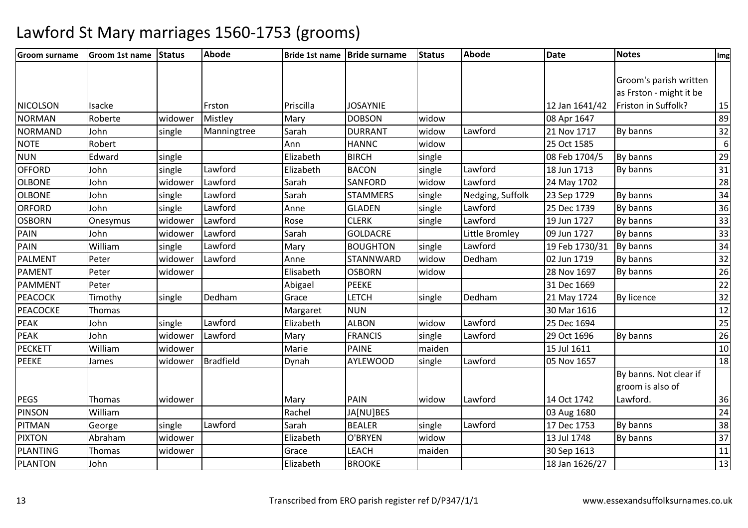# Lawford St Mary marriages 1560-1753 (grooms)

| Groom surname | Groom 1st name | Status | Abode | Bride 1st name | Bride surname | Status | Abode | Date | Notes | Img |
|---|---|---|---|---|---|---|---|---|---|---|
| NICOLSON | Isacke | | Frston | Priscilla | JOSAYNIE | | | 12 Jan 1641/42 | Groom's parish written as Frston - might it be Friston in Suffolk? | 15 |
| NORMAN | Roberte | widower | Mistley | Mary | DOBSON | widow | | 08 Apr 1647 | | 89 |
| NORMAND | John | single | Manningtree | Sarah | DURRANT | widow | Lawford | 21 Nov 1717 | By banns | 32 |
| NOTE | Robert | | | Ann | HANNC | widow | | 25 Oct 1585 | | 6 |
| NUN | Edward | single | | Elizabeth | BIRCH | single | | 08 Feb 1704/5 | By banns | 29 |
| OFFORD | John | single | Lawford | Elizabeth | BACON | single | Lawford | 18 Jun 1713 | By banns | 31 |
| OLBONE | John | widower | Lawford | Sarah | SANFORD | widow | Lawford | 24 May 1702 | | 28 |
| OLBONE | John | single | Lawford | Sarah | STAMMERS | single | Nedging, Suffolk | 23 Sep 1729 | By banns | 34 |
| ORFORD | John | single | Lawford | Anne | GLADEN | single | Lawford | 25 Dec 1739 | By banns | 36 |
| OSBORN | Onesymus | widower | Lawford | Rose | CLERK | single | Lawford | 19 Jun 1727 | By banns | 33 |
| PAIN | John | widower | Lawford | Sarah | GOLDACRE | | Little Bromley | 09 Jun 1727 | By banns | 33 |
| PAIN | William | single | Lawford | Mary | BOUGHTON | single | Lawford | 19 Feb 1730/31 | By banns | 34 |
| PALMENT | Peter | widower | Lawford | Anne | STANNWARD | widow | Dedham | 02 Jun 1719 | By banns | 32 |
| PAMENT | Peter | widower | | Elisabeth | OSBORN | widow | | 28 Nov 1697 | By banns | 26 |
| PAMMENT | Peter | | | Abigael | PEEKE | | | 31 Dec 1669 | | 22 |
| PEACOCK | Timothy | single | Dedham | Grace | LETCH | single | Dedham | 21 May 1724 | By licence | 32 |
| PEACOCKE | Thomas | | | Margaret | NUN | | | 30 Mar 1616 | | 12 |
| PEAK | John | single | Lawford | Elizabeth | ALBON | widow | Lawford | 25 Dec 1694 | | 25 |
| PEAK | John | widower | Lawford | Mary | FRANCIS | single | Lawford | 29 Oct 1696 | By banns | 26 |
| PECKETT | William | widower | | Marie | PAINE | maiden | | 15 Jul 1611 | | 10 |
| PEEKE | James | widower | Bradfield | Dynah | AYLEWOOD | single | Lawford | 05 Nov 1657 | | 18 |
| PEGS | Thomas | widower | | Mary | PAIN | widow | Lawford | 14 Oct 1742 | By banns. Not clear if groom is also of Lawford. | 36 |
| PINSON | William | | | Rachel | JA[NU]BES | | | 03 Aug 1680 | | 24 |
| PITMAN | George | single | Lawford | Sarah | BEALER | single | Lawford | 17 Dec 1753 | By banns | 38 |
| PIXTON | Abraham | widower | | Elizabeth | O'BRYEN | widow | | 13 Jul 1748 | By banns | 37 |
| PLANTING | Thomas | widower | | Grace | LEACH | maiden | | 30 Sep 1613 | | 11 |
| PLANTON | John | | | Elizabeth | BROOKE | | | 18 Jan 1626/27 | | 13 |

Transcribed from ERO parish register ref D/P347/1/1

www.essexandsuffolksurnames.co.uk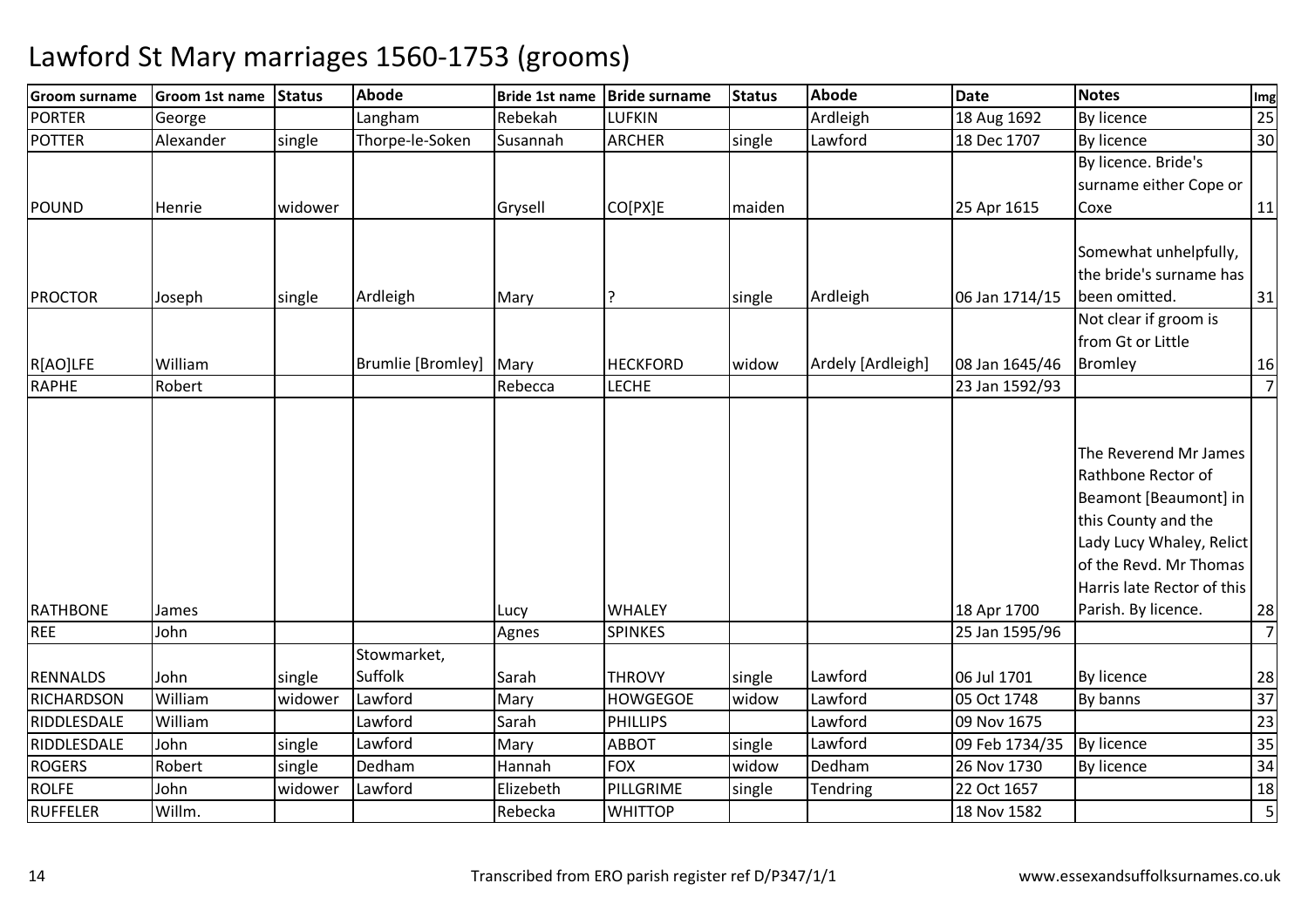# Lawford St Mary marriages 1560-1753 (grooms)

| Groom surname | Groom 1st name | Status | Abode | Bride 1st name | Bride surname | Status | Abode | Date | Notes | Img |
|---|---|---|---|---|---|---|---|---|---|---|
| PORTER | George | | Langham | Rebekah | LUFKIN | | Ardleigh | 18 Aug 1692 | By licence | 25 |
| POTTER | Alexander | single | Thorpe-le-Soken | Susannah | ARCHER | single | Lawford | 18 Dec 1707 | By licence | 30 |
| POUND | Henrie | widower | | Grysell | CO[PX]E | maiden | | 25 Apr 1615 | By licence. Bride's surname either Cope or Coxe | 11 |
| PROCTOR | Joseph | single | Ardleigh | Mary | ? | single | Ardleigh | 06 Jan 1714/15 | Somewhat unhelpfully, the bride's surname has been omitted. | 31 |
| R[AO]LFE | William | | Brumlie [Bromley] | Mary | HECKFORD | widow | Ardely [Ardleigh] | 08 Jan 1645/46 | Not clear if groom is from Gt or Little Bromley | 16 |
| RAPHE | Robert | | | Rebecca | LECHE | | | 23 Jan 1592/93 | | 7 |
| RATHBONE | James | | | Lucy | WHALEY | | | 18 Apr 1700 | The Reverend Mr James Rathbone Rector of Beamont [Beaumont] in this County and the Lady Lucy Whaley, Relict of the Revd. Mr Thomas Harris late Rector of this Parish. By licence. | 28 |
| REE | John | | | Agnes | SPINKES | | | 25 Jan 1595/96 | | 7 |
| RENNALDS | John | single | Stowmarket, Suffolk | Sarah | THROVY | single | Lawford | 06 Jul 1701 | By licence | 28 |
| RICHARDSON | William | widower | Lawford | Mary | HOWGEGOE | widow | Lawford | 05 Oct 1748 | By banns | 37 |
| RIDDLESDALE | William | | Lawford | Sarah | PHILLIPS | | Lawford | 09 Nov 1675 | | 23 |
| RIDDLESDALE | John | single | Lawford | Mary | ABBOT | single | Lawford | 09 Feb 1734/35 | By licence | 35 |
| ROGERS | Robert | single | Dedham | Hannah | FOX | widow | Dedham | 26 Nov 1730 | By licence | 34 |
| ROLFE | John | widower | Lawford | Elizebeth | PILLGRIME | single | Tendring | 22 Oct 1657 | | 18 |
| RUFFELER | Willm. | | | Rebecka | WHITTOP | | | 18 Nov 1582 | | 5 |

Transcribed from ERO parish register ref D/P347/1/1

www.essexandsuffolksurnames.co.uk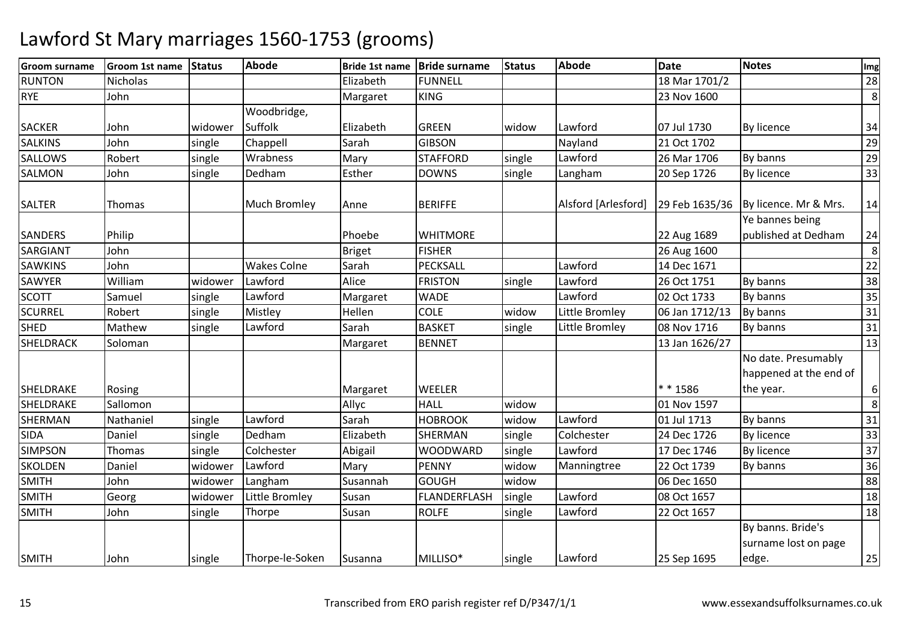# Lawford St Mary marriages 1560-1753 (grooms)

| Groom surname | Groom 1st name | Status | Abode | Bride 1st name | Bride surname | Status | Abode | Date | Notes | Img |
|---|---|---|---|---|---|---|---|---|---|---|
| RUNTON | Nicholas | | | Elizabeth | FUNNELL | | | 18 Mar 1701/2 | | 28 |
| RYE | John | | | Margaret | KING | | | 23 Nov 1600 | | 8 |
| SACKER | John | widower | Woodbridge, Suffolk | Elizabeth | GREEN | widow | Lawford | 07 Jul 1730 | By licence | 34 |
| SALKINS | John | single | Chappell | Sarah | GIBSON | | Nayland | 21 Oct 1702 | | 29 |
| SALLOWS | Robert | single | Wrabness | Mary | STAFFORD | single | Lawford | 26 Mar 1706 | By banns | 29 |
| SALMON | John | single | Dedham | Esther | DOWNS | single | Langham | 20 Sep 1726 | By licence | 33 |
| SALTER | Thomas | | Much Bromley | Anne | BERIFFE | | Alsford [Arlesford] | 29 Feb 1635/36 | By licence. Mr & Mrs. | 14 |
| SANDERS | Philip | | | Phoebe | WHITMORE | | | 22 Aug 1689 | Ye bannes being published at Dedham | 24 |
| SARGIANT | John | | | Briget | FISHER | | | 26 Aug 1600 | | 8 |
| SAWKINS | John | | Wakes Colne | Sarah | PECKSALL | | Lawford | 14 Dec 1671 | | 22 |
| SAWYER | William | widower | Lawford | Alice | FRISTON | single | Lawford | 26 Oct 1751 | By banns | 38 |
| SCOTT | Samuel | single | Lawford | Margaret | WADE | | Lawford | 02 Oct 1733 | By banns | 35 |
| SCURREL | Robert | single | Mistley | Hellen | COLE | widow | Little Bromley | 06 Jan 1712/13 | By banns | 31 |
| SHED | Mathew | single | Lawford | Sarah | BASKET | single | Little Bromley | 08 Nov 1716 | By banns | 31 |
| SHELDRACK | Soloman | | | Margaret | BENNET | | | 13 Jan 1626/27 | | 13 |
| SHELDRAKE | Rosing | | | Margaret | WEELER | | | * * 1586 | No date. Presumably happened at the end of the year. | 6 |
| SHELDRAKE | Sallomon | | | Allyc | HALL | widow | | 01 Nov 1597 | | 8 |
| SHERMAN | Nathaniel | single | Lawford | Sarah | HOBROOK | widow | Lawford | 01 Jul 1713 | By banns | 31 |
| SIDA | Daniel | single | Dedham | Elizabeth | SHERMAN | single | Colchester | 24 Dec 1726 | By licence | 33 |
| SIMPSON | Thomas | single | Colchester | Abigail | WOODWARD | single | Lawford | 17 Dec 1746 | By licence | 37 |
| SKOLDEN | Daniel | widower | Lawford | Mary | PENNY | widow | Manningtree | 22 Oct 1739 | By banns | 36 |
| SMITH | John | widower | Langham | Susannah | GOUGH | widow | | 06 Dec 1650 | | 88 |
| SMITH | Georg | widower | Little Bromley | Susan | FLANDERFLASH | single | Lawford | 08 Oct 1657 | | 18 |
| SMITH | John | single | Thorpe | Susan | ROLFE | single | Lawford | 22 Oct 1657 | | 18 |
| SMITH | John | single | Thorpe-le-Soken | Susanna | MILLISO* | single | Lawford | 25 Sep 1695 | By banns. Bride's surname lost on page edge. | 25 |

Transcribed from ERO parish register ref D/P347/1/1

www.essexandsuffolksurnames.co.uk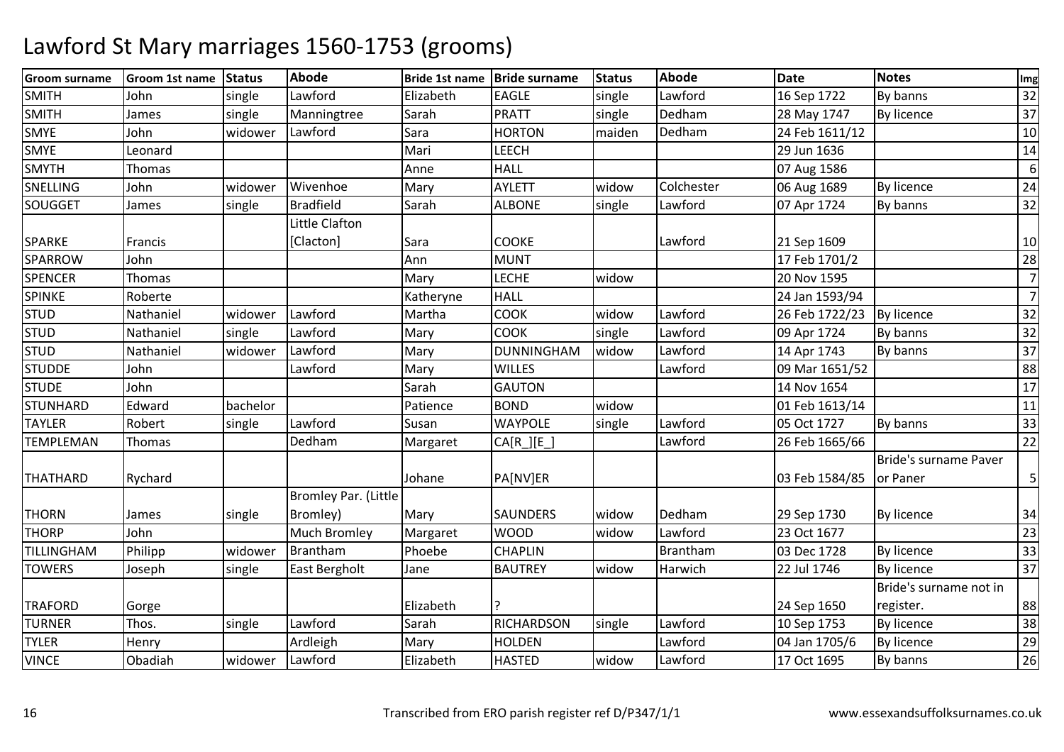# Lawford St Mary marriages 1560-1753 (grooms)

| Groom surname | Groom 1st name | Status | Abode | Bride 1st name | Bride surname | Status | Abode | Date | Notes | Img |
|---|---|---|---|---|---|---|---|---|---|---|
| SMITH | John | single | Lawford | Elizabeth | EAGLE | single | Lawford | 16 Sep 1722 | By banns | 32 |
| SMITH | James | single | Manningtree | Sarah | PRATT | single | Dedham | 28 May 1747 | By licence | 37 |
| SMYE | John | widower | Lawford | Sara | HORTON | maiden | Dedham | 24 Feb 1611/12 | | 10 |
| SMYE | Leonard | | | Mari | LEECH | | | 29 Jun 1636 | | 14 |
| SMYTH | Thomas | | | Anne | HALL | | | 07 Aug 1586 | | 6 |
| SNELLING | John | widower | Wivenhoe | Mary | AYLETT | widow | Colchester | 06 Aug 1689 | By licence | 24 |
| SOUGGET | James | single | Bradfield | Sarah | ALBONE | single | Lawford | 07 Apr 1724 | By banns | 32 |
| SPARKE | Francis | | Little Clafton [Clacton] | Sara | COOKE | | Lawford | 21 Sep 1609 | | 10 |
| SPARROW | John | | | Ann | MUNT | | | 17 Feb 1701/2 | | 28 |
| SPENCER | Thomas | | | Mary | LECHE | widow | | 20 Nov 1595 | | 7 |
| SPINKE | Roberte | | | Katheryne | HALL | | | 24 Jan 1593/94 | | 7 |
| STUD | Nathaniel | widower | Lawford | Martha | COOK | widow | Lawford | 26 Feb 1722/23 | By licence | 32 |
| STUD | Nathaniel | single | Lawford | Mary | COOK | single | Lawford | 09 Apr 1724 | By banns | 32 |
| STUD | Nathaniel | widower | Lawford | Mary | DUNNINGHAM | widow | Lawford | 14 Apr 1743 | By banns | 37 |
| STUDDE | John | | Lawford | Mary | WILLES | | Lawford | 09 Mar 1651/52 | | 88 |
| STUDE | John | | | Sarah | GAUTON | | | 14 Nov 1654 | | 17 |
| STUNHARD | Edward | bachelor | | Patience | BOND | widow | | 01 Feb 1613/14 | | 11 |
| TAYLER | Robert | single | Lawford | Susan | WAYPOLE | single | Lawford | 05 Oct 1727 | By banns | 33 |
| TEMPLEMAN | Thomas | | Dedham | Margaret | CA[R_][E_] | | Lawford | 26 Feb 1665/66 | | 22 |
| THATHARD | Rychard | | | Johane | PA[NV]ER | | | 03 Feb 1584/85 | Bride's surname Paver or Paner | 5 |
| THORN | James | single | Bromley Par. (Little Bromley) | Mary | SAUNDERS | widow | Dedham | 29 Sep 1730 | By licence | 34 |
| THORP | John | | Much Bromley | Margaret | WOOD | widow | Lawford | 23 Oct 1677 | | 23 |
| TILLINGHAM | Philipp | widower | Brantham | Phoebe | CHAPLIN | | Brantham | 03 Dec 1728 | By licence | 33 |
| TOWERS | Joseph | single | East Bergholt | Jane | BAUTREY | widow | Harwich | 22 Jul 1746 | By licence | 37 |
| TRAFORD | Gorge | | | Elizabeth | ? | | | 24 Sep 1650 | Bride's surname not in register. | 88 |
| TURNER | Thos. | single | Lawford | Sarah | RICHARDSON | single | Lawford | 10 Sep 1753 | By licence | 38 |
| TYLER | Henry | | Ardleigh | Mary | HOLDEN | | Lawford | 04 Jan 1705/6 | By licence | 29 |
| VINCE | Obadiah | widower | Lawford | Elizabeth | HASTED | widow | Lawford | 17 Oct 1695 | By banns | 26 |

Transcribed from ERO parish register ref D/P347/1/1

www.essexandsuffolksurnames.co.uk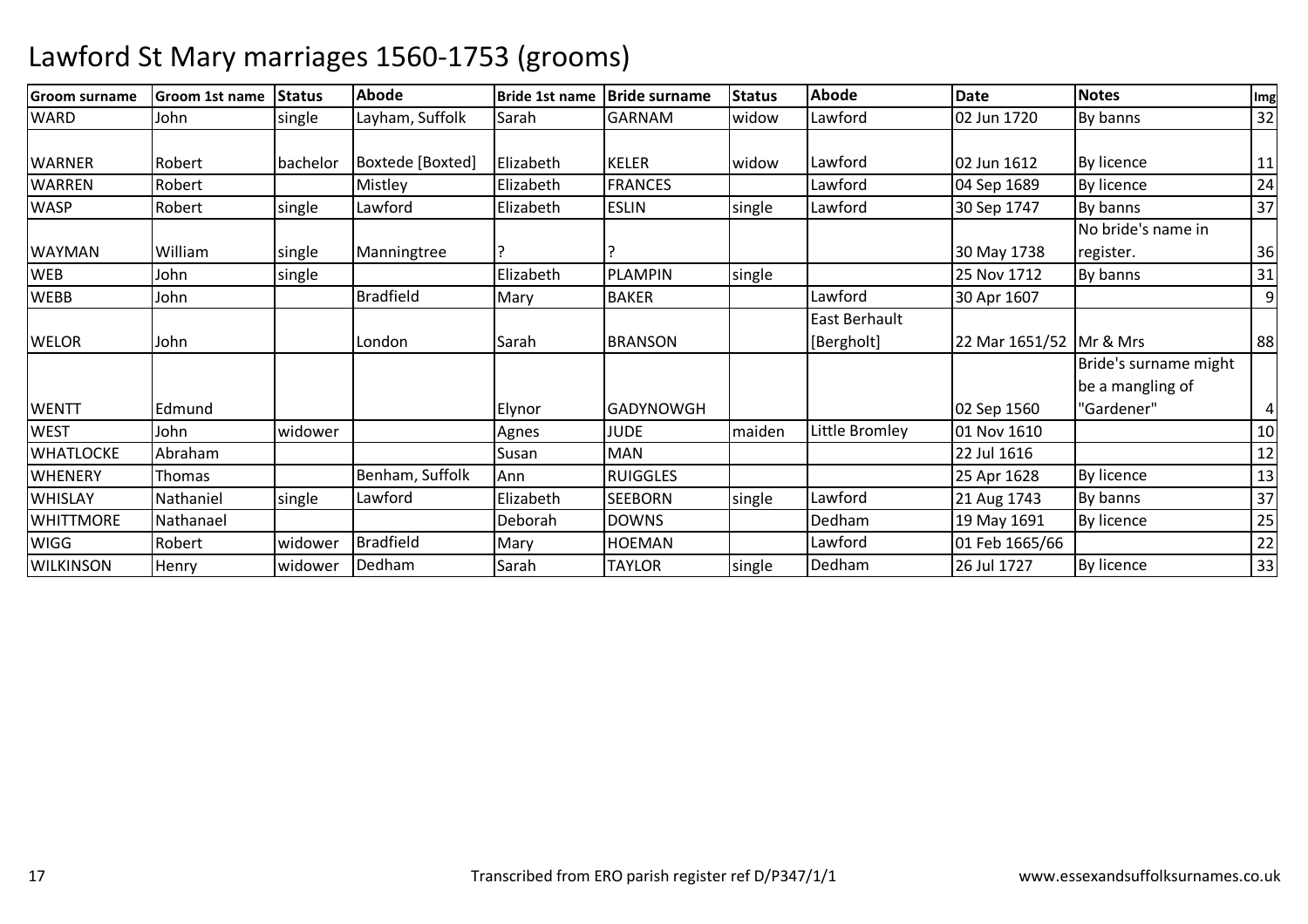# Lawford St Mary marriages 1560-1753 (grooms)

| Groom surname | Groom 1st name | Status | Abode | Bride 1st name | Bride surname | Status | Abode | Date | Notes | Img |
|---|---|---|---|---|---|---|---|---|---|---|
| WARD | John | single | Layham, Suffolk | Sarah | GARNAM | widow | Lawford | 02 Jun 1720 | By banns | 32 |
| WARNER | Robert | bachelor | Boxtede [Boxted] | Elizabeth | KELER | widow | Lawford | 02 Jun 1612 | By licence | 11 |
| WARREN | Robert | | Mistley | Elizabeth | FRANCES | | Lawford | 04 Sep 1689 | By licence | 24 |
| WASP | Robert | single | Lawford | Elizabeth | ESLIN | single | Lawford | 30 Sep 1747 | By banns | 37 |
| WAYMAN | William | single | Manningtree | ? | ? | | | 30 May 1738 | No bride's name in register. | 36 |
| WEB | John | single | | Elizabeth | PLAMPIN | single | | 25 Nov 1712 | By banns | 31 |
| WEBB | John | | Bradfield | Mary | BAKER | | Lawford | 30 Apr 1607 | | 9 |
| WELOR | John | | London | Sarah | BRANSON | | East Berhault [Bergholt] | 22 Mar 1651/52 | Mr & Mrs | 88 |
| WENTT | Edmund | | | Elynor | GADYNOWGH | | | 02 Sep 1560 | Bride's surname might be a mangling of "Gardener" | 4 |
| WEST | John | widower | | Agnes | JUDE | maiden | Little Bromley | 01 Nov 1610 | | 10 |
| WHATLOCKE | Abraham | | | Susan | MAN | | | 22 Jul 1616 | | 12 |
| WHENERY | Thomas | | Benham, Suffolk | Ann | RUIGGLES | | | 25 Apr 1628 | By licence | 13 |
| WHISLAY | Nathaniel | single | Lawford | Elizabeth | SEEBORN | single | Lawford | 21 Aug 1743 | By banns | 37 |
| WHITTMORE | Nathanael | | | Deborah | DOWNS | | Dedham | 19 May 1691 | By licence | 25 |
| WIGG | Robert | widower | Bradfield | Mary | HOEMAN | | Lawford | 01 Feb 1665/66 | | 22 |
| WILKINSON | Henry | widower | Dedham | Sarah | TAYLOR | single | Dedham | 26 Jul 1727 | By licence | 33 |

Transcribed from ERO parish register ref D/P347/1/1

www.essexandsuffolksurnames.co.uk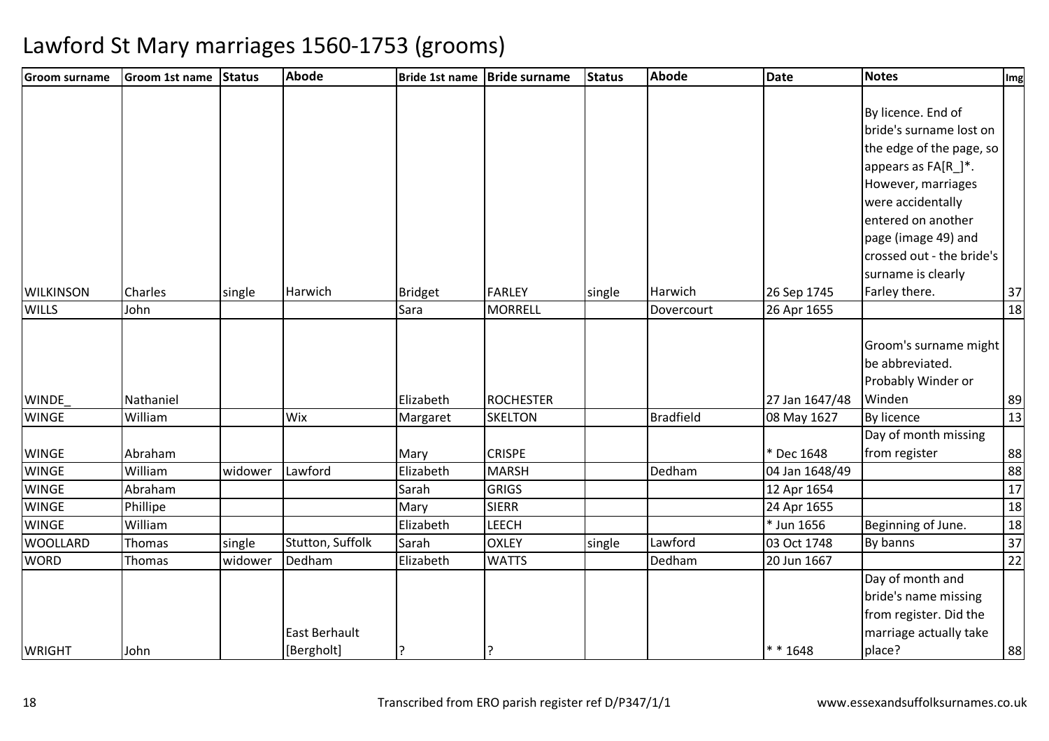# Lawford St Mary marriages 1560-1753 (grooms)

| Groom surname | Groom 1st name | Status | Abode | Bride 1st name | Bride surname | Status | Abode | Date | Notes | Img |
|---|---|---|---|---|---|---|---|---|---|---|
| WILKINSON | Charles | single | Harwich | Bridget | FARLEY | single | Harwich | 26 Sep 1745 | By licence. End of bride's surname lost on the edge of the page, so appears as FA[R_]*. However, marriages were accidentally entered on another page (image 49) and crossed out - the bride's surname is clearly Farley there. | 37 |
| WILLS | John | | | Sara | MORRELL | | Dovercourt | 26 Apr 1655 | | 18 |
| WINDE_ | Nathaniel | | | Elizabeth | ROCHESTER | | | 27 Jan 1647/48 | Groom's surname might be abbreviated. Probably Winder or Winden | 89 |
| WINGE | William | | Wix | Margaret | SKELTON | | Bradfield | 08 May 1627 | By licence | 13 |
| WINGE | Abraham | | | Mary | CRISPE | | | * Dec 1648 | Day of month missing from register | 88 |
| WINGE | William | widower | Lawford | Elizabeth | MARSH | | Dedham | 04 Jan 1648/49 | | 88 |
| WINGE | Abraham | | | Sarah | GRIGS | | | 12 Apr 1654 | | 17 |
| WINGE | Phillipe | | | Mary | SIERR | | | 24 Apr 1655 | | 18 |
| WINGE | William | | | Elizabeth | LEECH | | | * Jun 1656 | Beginning of June. | 18 |
| WOOLLARD | Thomas | single | Stutton, Suffolk | Sarah | OXLEY | single | Lawford | 03 Oct 1748 | By banns | 37 |
| WORD | Thomas | widower | Dedham | Elizabeth | WATTS | | Dedham | 20 Jun 1667 | | 22 |
| WRIGHT | John | | East Berhault [Bergholt] | ? | ? | | | * * 1648 | Day of month and bride's name missing from register. Did the marriage actually take place? | 88 |

Transcribed from ERO parish register ref D/P347/1/1

www.essexandsuffolksurnames.co.uk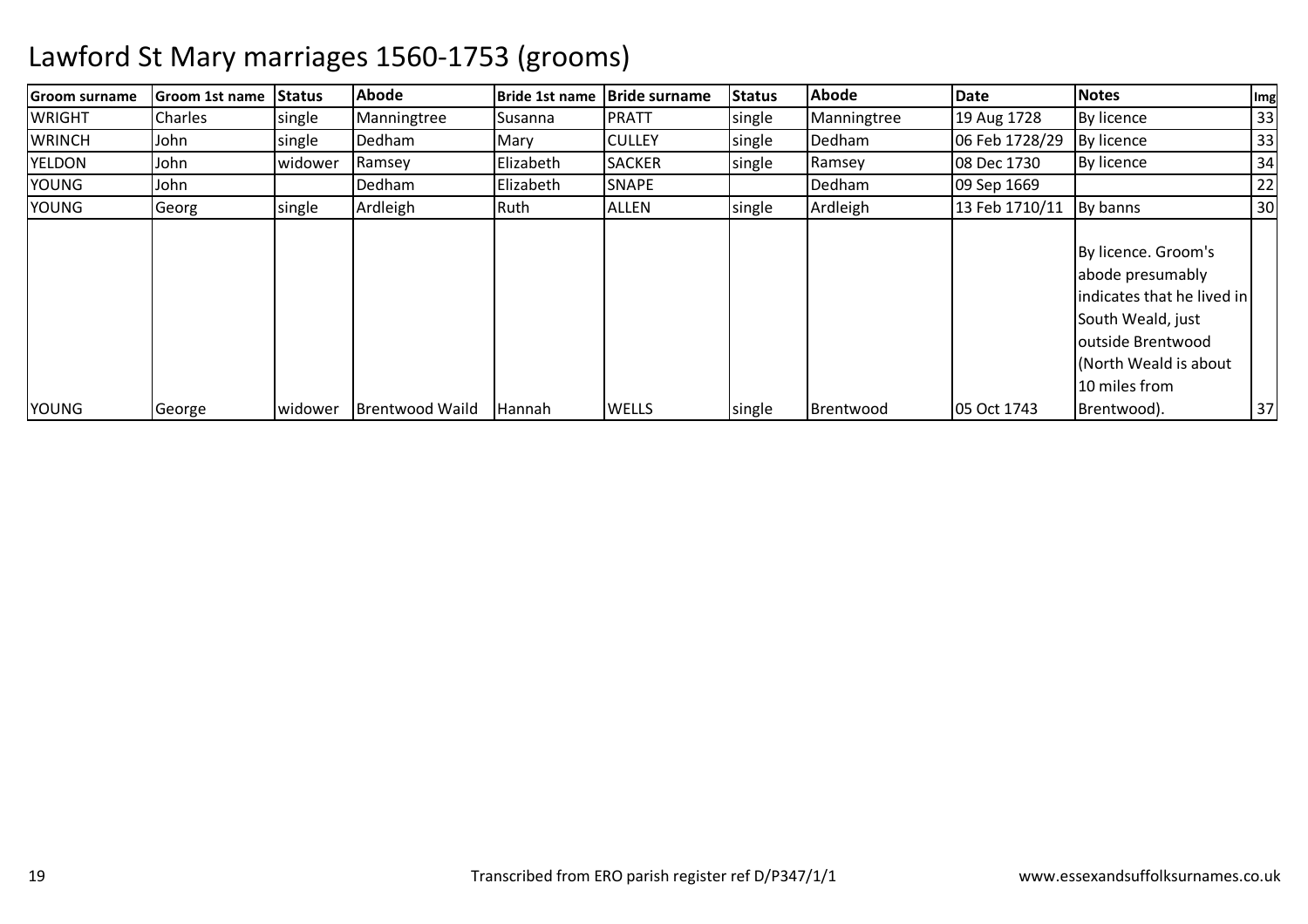# Lawford St Mary marriages 1560-1753 (grooms)

| Groom surname | Groom 1st name | Status | Abode | Bride 1st name | Bride surname | Status | Abode | Date | Notes | Img |
|---|---|---|---|---|---|---|---|---|---|---|
| WRIGHT | Charles | single | Manningtree | Susanna | PRATT | single | Manningtree | 19 Aug 1728 | By licence | 33 |
| WRINCH | John | single | Dedham | Mary | CULLEY | single | Dedham | 06 Feb 1728/29 | By licence | 33 |
| YELDON | John | widower | Ramsey | Elizabeth | SACKER | single | Ramsey | 08 Dec 1730 | By licence | 34 |
| YOUNG | John | | Dedham | Elizabeth | SNAPE | | Dedham | 09 Sep 1669 | | 22 |
| YOUNG | Georg | single | Ardleigh | Ruth | ALLEN | single | Ardleigh | 13 Feb 1710/11 | By banns | 30 |
| YOUNG | George | widower | Brentwood Waild | Hannah | WELLS | single | Brentwood | 05 Oct 1743 | By licence. Groom's abode presumably indicates that he lived in South Weald, just outside Brentwood (North Weald is about 10 miles from Brentwood). | 37 |

Transcribed from ERO parish register ref D/P347/1/1

www.essexandsuffolksurnames.co.uk